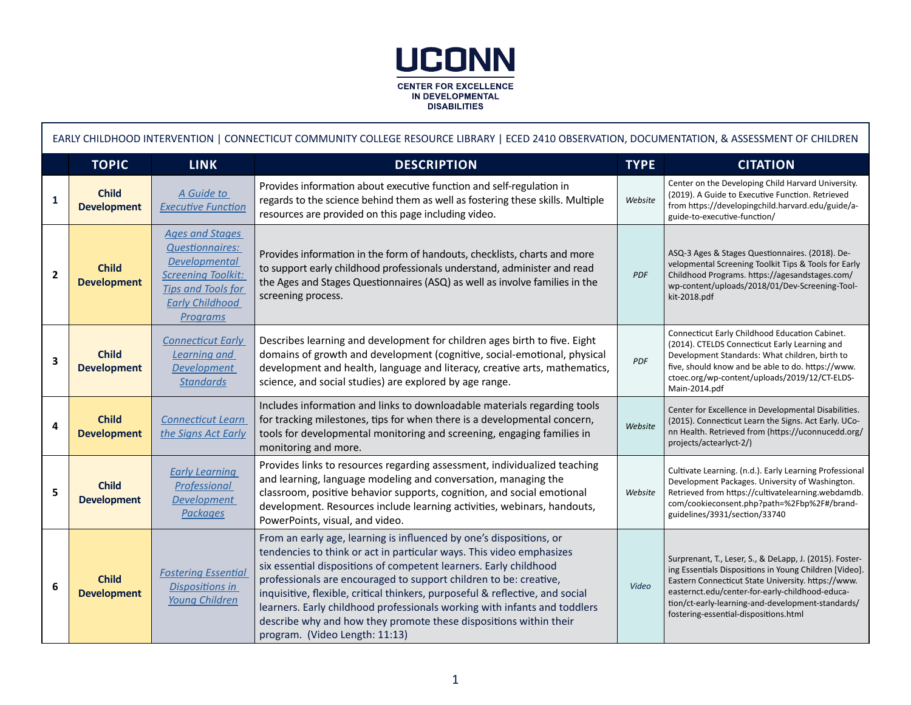# UCONN

**CENTER FOR EXCELLENCE IN DEVELOPMENTAL DISABILITIES**

EARLY CHILDHOOD INTERVENTION | CONNECTICUT COMMUNITY COLLEGE RESOURCE LIBRARY | ECED 2410 OBSERVATION, DOCUMENTATION, & ASSESSMENT OF CHILDREN

| | TOPIC | LINK | DESCRIPTION | TYPE | CITATION |
|---|---|---|---|---|---|
| **1** | **Child Development** | *A Guide to Executive Function* | Provides information about executive function and self-regulation in regards to the science behind them as well as fostering these skills. Multiple resources are provided on this page including video. | *Website* | Center on the Developing Child Harvard University. (2019). A Guide to Executive Function. Retrieved from https://developingchild.harvard.edu/guide/a-guide-to-executive-function/ |
| **2** | **Child Development** | *Ages and Stages Questionnaires: Developmental Screening Toolkit: Tips and Tools for Early Childhood Programs* | Provides information in the form of handouts, checklists, charts and more to support early childhood professionals understand, administer and read the Ages and Stages Questionnaires (ASQ) as well as involve families in the screening process. | *PDF* | ASQ-3 Ages & Stages Questionnaires. (2018). Developmental Screening Toolkit Tips & Tools for Early Childhood Programs. https://agesandstages.com/wp-content/uploads/2018/01/Dev-Screening-Toolkit-2018.pdf |
| **3** | **Child Development** | *Connecticut Early Learning and Development Standards* | Describes learning and development for children ages birth to five. Eight domains of growth and development (cognitive, social-emotional, physical development and health, language and literacy, creative arts, mathematics, science, and social studies) are explored by age range. | *PDF* | Connecticut Early Childhood Education Cabinet. (2014). CTELDS Connecticut Early Learning and Development Standards: What children, birth to five, should know and be able to do. https://www.ctoec.org/wp-content/uploads/2019/12/CT-ELDS-Main-2014.pdf |
| **4** | **Child Development** | *Connecticut Learn the Signs Act Early* | Includes information and links to downloadable materials regarding tools for tracking milestones, tips for when there is a developmental concern, tools for developmental monitoring and screening, engaging families in monitoring and more. | *Website* | Center for Excellence in Developmental Disabilities. (2015). Connecticut Learn the Signs. Act Early. UConn Health. Retrieved from (https://uconnucedd.org/projects/actearlyct-2/) |
| **5** | **Child Development** | *Early Learning Professional Development Packages* | Provides links to resources regarding assessment, individualized teaching and learning, language modeling and conversation, managing the classroom, positive behavior supports, cognition, and social emotional development. Resources include learning activities, webinars, handouts, PowerPoints, visual, and video. | *Website* | Cultivate Learning. (n.d.). Early Learning Professional Development Packages. University of Washington. Retrieved from https://cultivatelearning.webdamdb.com/cookieconsent.php?path=%2Fbp%2F#/brand-guidelines/3931/section/33740 |
| **6** | **Child Development** | *Fostering Essential Dispositions in Young Children* | From an early age, learning is influenced by one's dispositions, or tendencies to think or act in particular ways. This video emphasizes six essential dispositions of competent learners. Early childhood professionals are encouraged to support children to be: creative, inquisitive, flexible, critical thinkers, purposeful & reflective, and social learners. Early childhood professionals working with infants and toddlers describe why and how they promote these dispositions within their program. (Video Length: 11:13) | *Video* | Surprenant, T., Leser, S., & DeLapp, J. (2015). Fostering Essentials Dispositions in Young Children [Video]. Eastern Connecticut State University. https://www.easternct.edu/center-for-early-childhood-education/ct-early-learning-and-development-standards/fostering-essential-dispositions.html |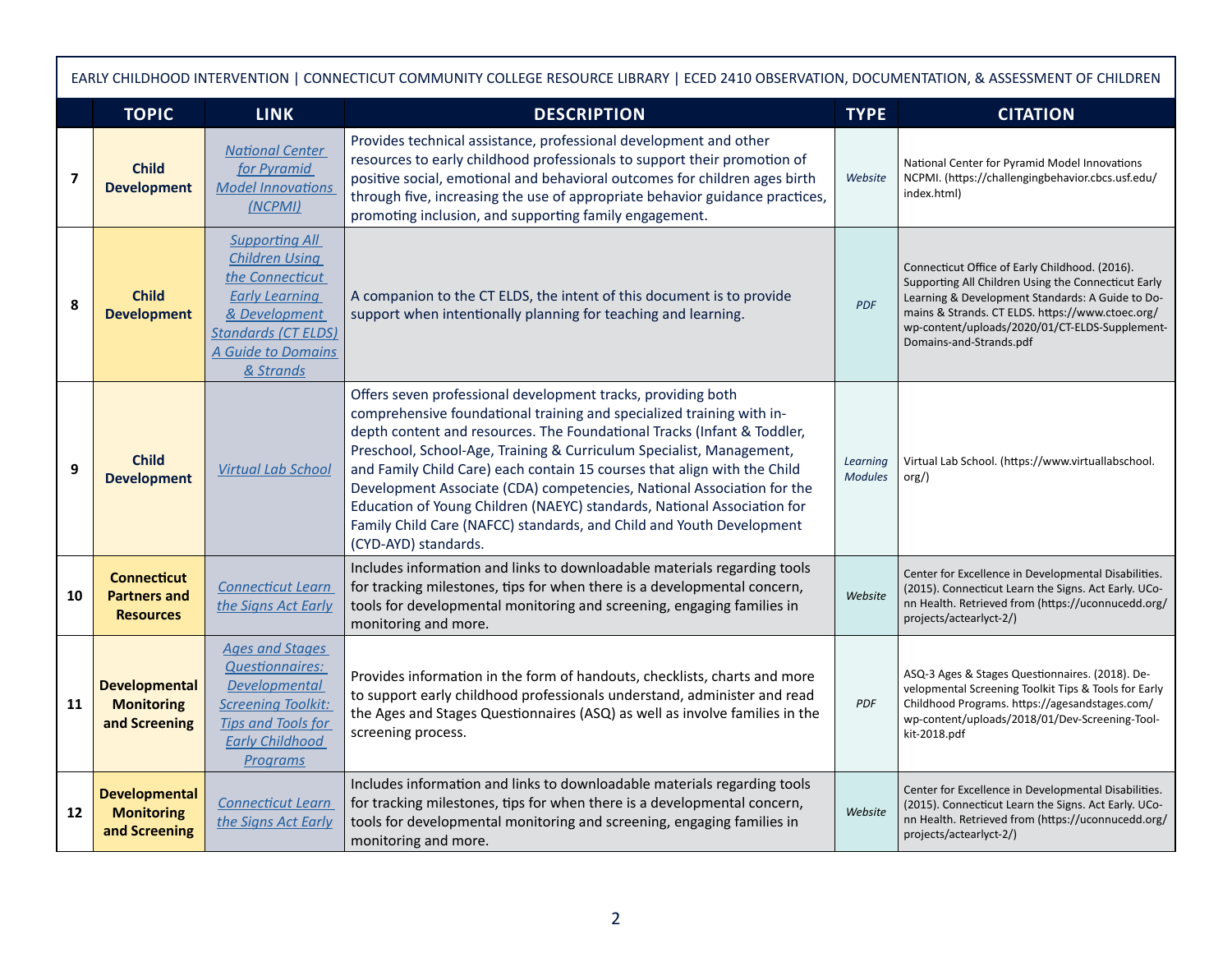EARLY CHILDHOOD INTERVENTION | CONNECTICUT COMMUNITY COLLEGE RESOURCE LIBRARY | ECED 2410 OBSERVATION, DOCUMENTATION, & ASSESSMENT OF CHILDREN

| | TOPIC | LINK | DESCRIPTION | TYPE | CITATION |
|---|---|---|---|---|---|
| 7 | **Child Development** | National Center for Pyramid Model Innovations (NCPMI) | Provides technical assistance, professional development and other resources to early childhood professionals to support their promotion of positive social, emotional and behavioral outcomes for children ages birth through five, increasing the use of appropriate behavior guidance practices, promoting inclusion, and supporting family engagement. | *Website* | National Center for Pyramid Model Innovations NCPMI. (https://challengingbehavior.cbcs.usf.edu/index.html) |
| 8 | **Child Development** | Supporting All Children Using the Connecticut Early Learning & Development Standards (CT ELDS) A Guide to Domains & Strands | A companion to the CT ELDS, the intent of this document is to provide support when intentionally planning for teaching and learning. | *PDF* | Connecticut Office of Early Childhood. (2016). Supporting All Children Using the Connecticut Early Learning & Development Standards: A Guide to Domains & Strands. CT ELDS. https://www.ctoec.org/wp-content/uploads/2020/01/CT-ELDS-Supplement-Domains-and-Strands.pdf |
| 9 | **Child Development** | Virtual Lab School | Offers seven professional development tracks, providing both comprehensive foundational training and specialized training with in-depth content and resources. The Foundational Tracks (Infant & Toddler, Preschool, School-Age, Training & Curriculum Specialist, Management, and Family Child Care) each contain 15 courses that align with the Child Development Associate (CDA) competencies, National Association for the Education of Young Children (NAEYC) standards, National Association for Family Child Care (NAFCC) standards, and Child and Youth Development (CYD-AYD) standards. | *Learning Modules* | Virtual Lab School. (https://www.virtuallabschool.org/) |
| 10 | **Connecticut Partners and Resources** | Connecticut Learn the Signs Act Early | Includes information and links to downloadable materials regarding tools for tracking milestones, tips for when there is a developmental concern, tools for developmental monitoring and screening, engaging families in monitoring and more. | *Website* | Center for Excellence in Developmental Disabilities. (2015). Connecticut Learn the Signs. Act Early. UConn Health. Retrieved from (https://uconnucedd.org/projects/actearlyct-2/) |
| 11 | **Developmental Monitoring and Screening** | Ages and Stages Questionnaires: Developmental Screening Toolkit: Tips and Tools for Early Childhood Programs | Provides information in the form of handouts, checklists, charts and more to support early childhood professionals understand, administer and read the Ages and Stages Questionnaires (ASQ) as well as involve families in the screening process. | *PDF* | ASQ-3 Ages & Stages Questionnaires. (2018). Developmental Screening Toolkit Tips & Tools for Early Childhood Programs. https://agesandstages.com/wp-content/uploads/2018/01/Dev-Screening-Toolkit-2018.pdf |
| 12 | **Developmental Monitoring and Screening** | Connecticut Learn the Signs Act Early | Includes information and links to downloadable materials regarding tools for tracking milestones, tips for when there is a developmental concern, tools for developmental monitoring and screening, engaging families in monitoring and more. | *Website* | Center for Excellence in Developmental Disabilities. (2015). Connecticut Learn the Signs. Act Early. UConn Health. Retrieved from (https://uconnucedd.org/projects/actearlyct-2/) |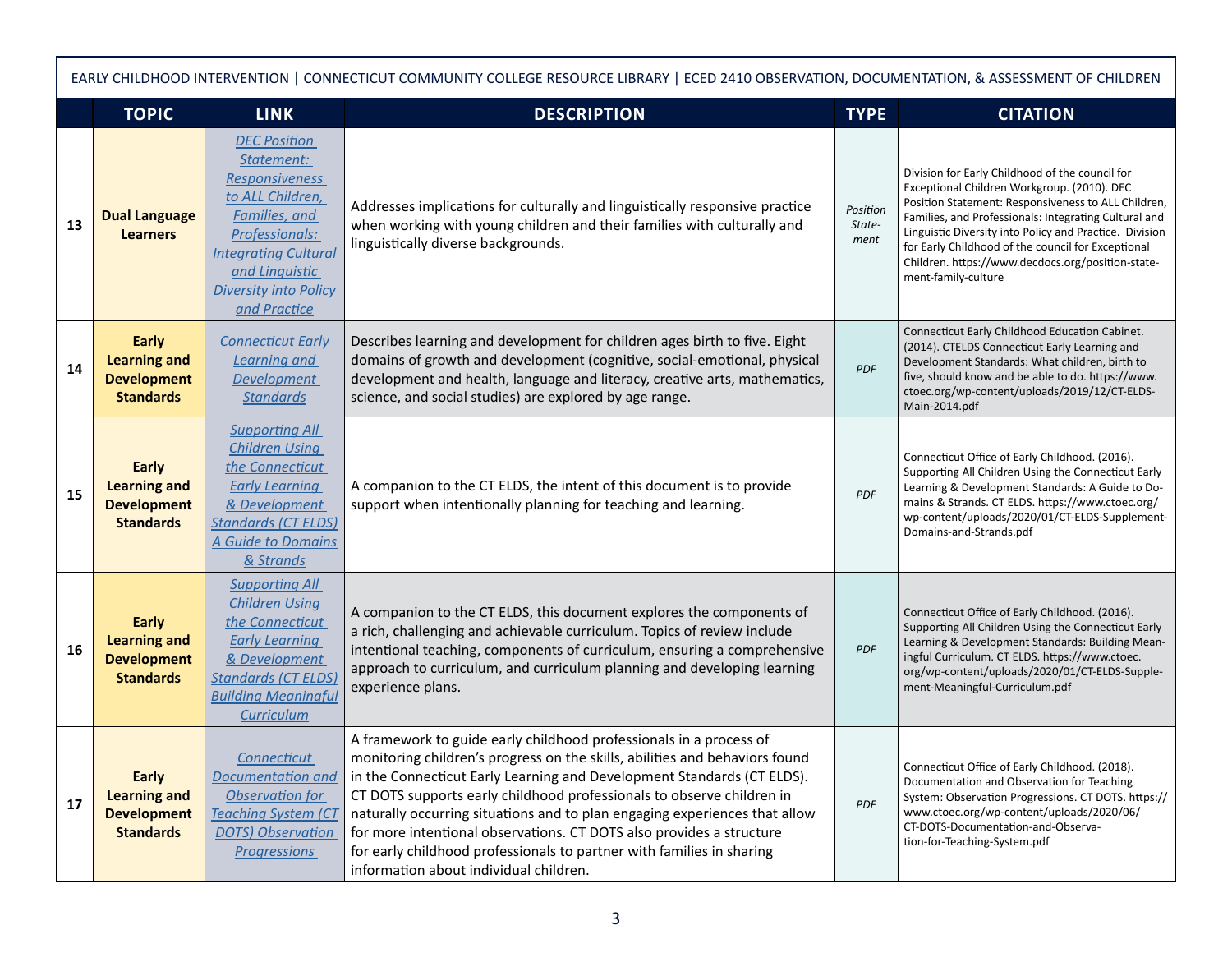EARLY CHILDHOOD INTERVENTION | CONNECTICUT COMMUNITY COLLEGE RESOURCE LIBRARY | ECED 2410 OBSERVATION, DOCUMENTATION, & ASSESSMENT OF CHILDREN

| | TOPIC | LINK | DESCRIPTION | TYPE | CITATION |
|---|---|---|---|---|---|
| 13 | **Dual Language Learners** | *DEC Position Statement: Responsiveness to ALL Children, Families, and Professionals: Integrating Cultural and Linguistic Diversity into Policy and Practice* | Addresses implications for culturally and linguistically responsive practice when working with young children and their families with culturally and linguistically diverse backgrounds. | *Position Statement* | Division for Early Childhood of the council for Exceptional Children Workgroup. (2010). DEC Position Statement: Responsiveness to ALL Children, Families, and Professionals: Integrating Cultural and Linguistic Diversity into Policy and Practice. Division for Early Childhood of the council for Exceptional Children. https://www.decdocs.org/position-statement-family-culture |
| 14 | **Early Learning and Development Standards** | *Connecticut Early Learning and Development Standards* | Describes learning and development for children ages birth to five. Eight domains of growth and development (cognitive, social-emotional, physical development and health, language and literacy, creative arts, mathematics, science, and social studies) are explored by age range. | *PDF* | Connecticut Early Childhood Education Cabinet. (2014). CTELDS Connecticut Early Learning and Development Standards: What children, birth to five, should know and be able to do. https://www.ctoec.org/wp-content/uploads/2019/12/CT-ELDS-Main-2014.pdf |
| 15 | **Early Learning and Development Standards** | *Supporting All Children Using the Connecticut Early Learning & Development Standards (CT ELDS) A Guide to Domains & Strands* | A companion to the CT ELDS, the intent of this document is to provide support when intentionally planning for teaching and learning. | *PDF* | Connecticut Office of Early Childhood. (2016). Supporting All Children Using the Connecticut Early Learning & Development Standards: A Guide to Domains & Strands. CT ELDS. https://www.ctoec.org/wp-content/uploads/2020/01/CT-ELDS-Supplement-Domains-and-Strands.pdf |
| 16 | **Early Learning and Development Standards** | *Supporting All Children Using the Connecticut Early Learning & Development Standards (CT ELDS) Building Meaningful Curriculum* | A companion to the CT ELDS, this document explores the components of a rich, challenging and achievable curriculum. Topics of review include intentional teaching, components of curriculum, ensuring a comprehensive approach to curriculum, and curriculum planning and developing learning experience plans. | *PDF* | Connecticut Office of Early Childhood. (2016). Supporting All Children Using the Connecticut Early Learning & Development Standards: Building Meaningful Curriculum. CT ELDS. https://www.ctoec.org/wp-content/uploads/2020/01/CT-ELDS-Supplement-Meaningful-Curriculum.pdf |
| 17 | **Early Learning and Development Standards** | *Connecticut Documentation and Observation for Teaching System (CT DOTS) Observation Progressions* | A framework to guide early childhood professionals in a process of monitoring children's progress on the skills, abilities and behaviors found in the Connecticut Early Learning and Development Standards (CT ELDS). CT DOTS supports early childhood professionals to observe children in naturally occurring situations and to plan engaging experiences that allow for more intentional observations. CT DOTS also provides a structure for early childhood professionals to partner with families in sharing information about individual children. | *PDF* | Connecticut Office of Early Childhood. (2018). Documentation and Observation for Teaching System: Observation Progressions. CT DOTS. https://www.ctoec.org/wp-content/uploads/2020/06/CT-DOTS-Documentation-and-Observation-for-Teaching-System.pdf |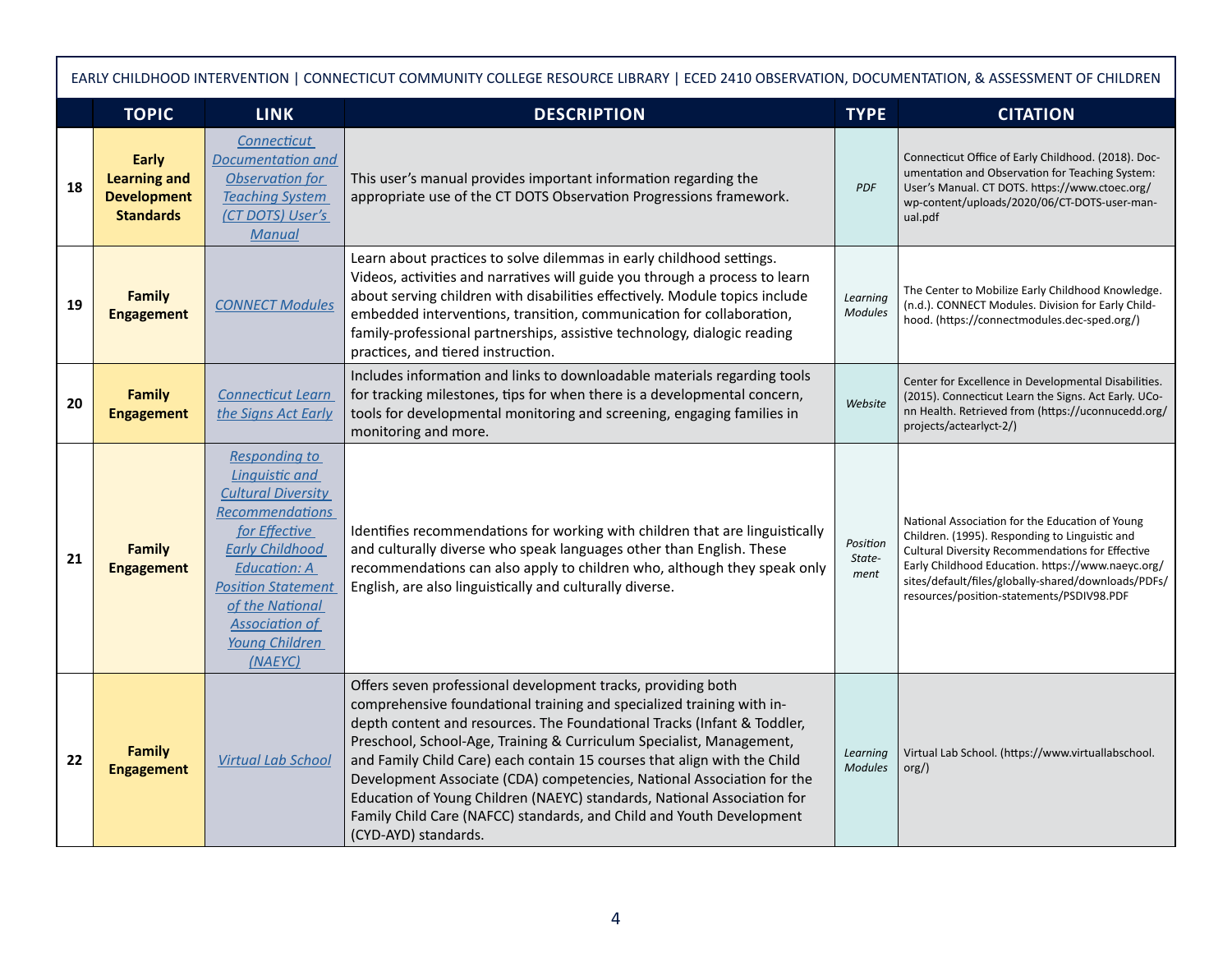EARLY CHILDHOOD INTERVENTION | CONNECTICUT COMMUNITY COLLEGE RESOURCE LIBRARY | ECED 2410 OBSERVATION, DOCUMENTATION, & ASSESSMENT OF CHILDREN

| | TOPIC | LINK | DESCRIPTION | TYPE | CITATION |
|---|---|---|---|---|---|
| 18 | **Early Learning and Development Standards** | *Connecticut Documentation and Observation for Teaching System (CT DOTS) User's Manual* | This user's manual provides important information regarding the appropriate use of the CT DOTS Observation Progressions framework. | *PDF* | Connecticut Office of Early Childhood. (2018). Documentation and Observation for Teaching System: User's Manual. CT DOTS. https://www.ctoec.org/wp-content/uploads/2020/06/CT-DOTS-user-manual.pdf |
| 19 | **Family Engagement** | *CONNECT Modules* | Learn about practices to solve dilemmas in early childhood settings. Videos, activities and narratives will guide you through a process to learn about serving children with disabilities effectively. Module topics include embedded interventions, transition, communication for collaboration, family-professional partnerships, assistive technology, dialogic reading practices, and tiered instruction. | *Learning Modules* | The Center to Mobilize Early Childhood Knowledge. (n.d.). CONNECT Modules. Division for Early Childhood. (https://connectmodules.dec-sped.org/) |
| 20 | **Family Engagement** | *Connecticut Learn the Signs Act Early* | Includes information and links to downloadable materials regarding tools for tracking milestones, tips for when there is a developmental concern, tools for developmental monitoring and screening, engaging families in monitoring and more. | *Website* | Center for Excellence in Developmental Disabilities. (2015). Connecticut Learn the Signs. Act Early. UConn Health. Retrieved from (https://uconnucedd.org/projects/actearlyct-2/) |
| 21 | **Family Engagement** | *Responding to Linguistic and Cultural Diversity Recommendations for Effective Early Childhood Education: A Position Statement of the National Association of Young Children (NAEYC)* | Identifies recommendations for working with children that are linguistically and culturally diverse who speak languages other than English. These recommendations can also apply to children who, although they speak only English, are also linguistically and culturally diverse. | *Position Statement* | National Association for the Education of Young Children. (1995). Responding to Linguistic and Cultural Diversity Recommendations for Effective Early Childhood Education. https://www.naeyc.org/sites/default/files/globally-shared/downloads/PDFs/resources/position-statements/PSDIV98.PDF |
| 22 | **Family Engagement** | *Virtual Lab School* | Offers seven professional development tracks, providing both comprehensive foundational training and specialized training with in-depth content and resources. The Foundational Tracks (Infant & Toddler, Preschool, School-Age, Training & Curriculum Specialist, Management, and Family Child Care) each contain 15 courses that align with the Child Development Associate (CDA) competencies, National Association for the Education of Young Children (NAEYC) standards, National Association for Family Child Care (NAFCC) standards, and Child and Youth Development (CYD-AYD) standards. | *Learning Modules* | Virtual Lab School. (https://www.virtuallabschool.org/) |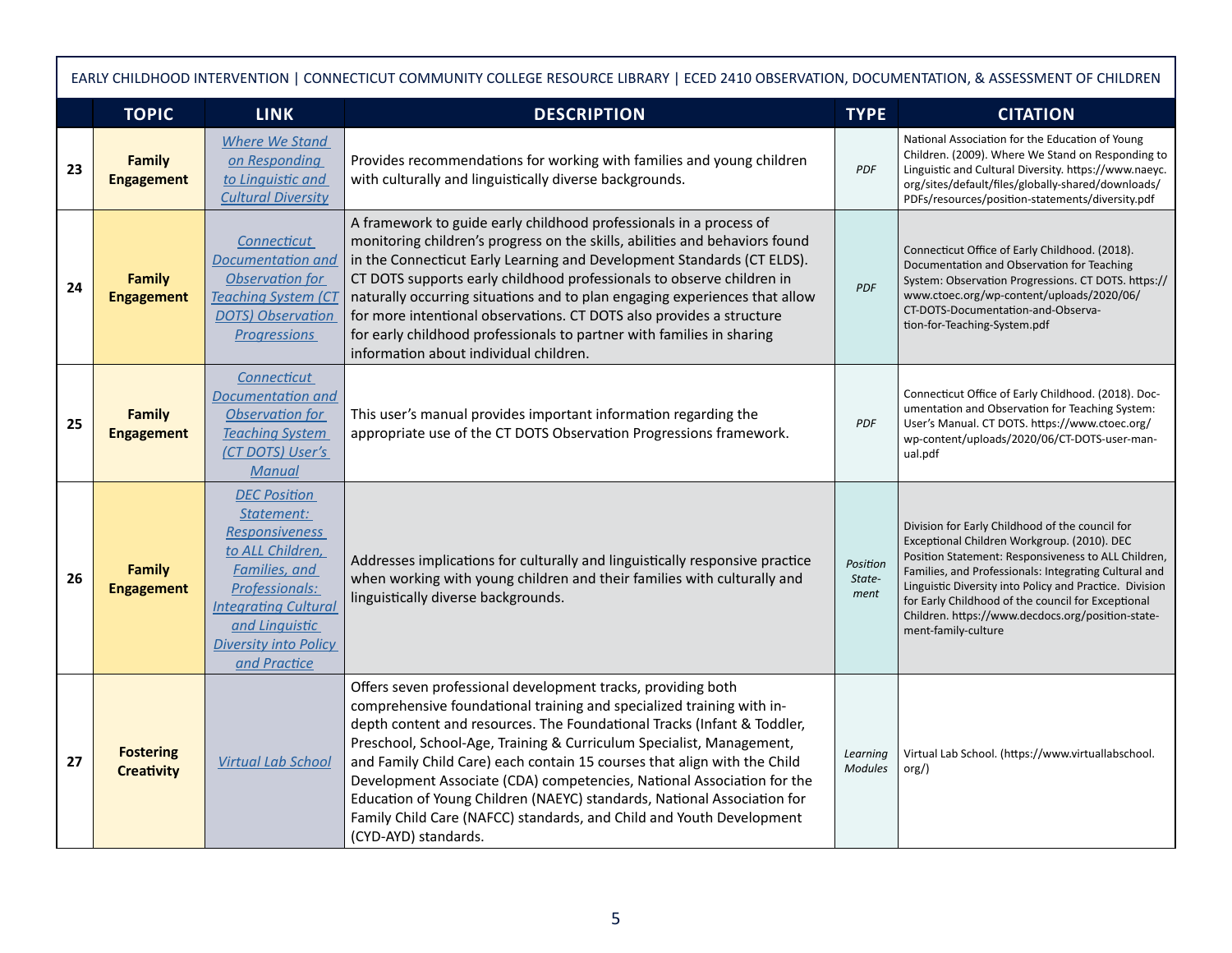| | TOPIC | LINK | DESCRIPTION | TYPE | CITATION |
|---|---|---|---|---|---|
| 23 | **Family Engagement** | *Where We Stand on Responding to Linguistic and Cultural Diversity* | Provides recommendations for working with families and young children with culturally and linguistically diverse backgrounds. | *PDF* | National Association for the Education of Young Children. (2009). Where We Stand on Responding to Linguistic and Cultural Diversity. https://www.naeyc.org/sites/default/files/globally-shared/downloads/PDFs/resources/position-statements/diversity.pdf |
| 24 | **Family Engagement** | *Connecticut Documentation and Observation for Teaching System (CT DOTS) Observation Progressions* | A framework to guide early childhood professionals in a process of monitoring children's progress on the skills, abilities and behaviors found in the Connecticut Early Learning and Development Standards (CT ELDS). CT DOTS supports early childhood professionals to observe children in naturally occurring situations and to plan engaging experiences that allow for more intentional observations. CT DOTS also provides a structure for early childhood professionals to partner with families in sharing information about individual children. | *PDF* | Connecticut Office of Early Childhood. (2018). Documentation and Observation for Teaching System: Observation Progressions. CT DOTS. https://www.ctoec.org/wp-content/uploads/2020/06/CT-DOTS-Documentation-and-Observation-for-Teaching-System.pdf |
| 25 | **Family Engagement** | *Connecticut Documentation and Observation for Teaching System (CT DOTS) User's Manual* | This user's manual provides important information regarding the appropriate use of the CT DOTS Observation Progressions framework. | *PDF* | Connecticut Office of Early Childhood. (2018). Documentation and Observation for Teaching System: User's Manual. CT DOTS. https://www.ctoec.org/wp-content/uploads/2020/06/CT-DOTS-user-manual.pdf |
| 26 | **Family Engagement** | *DEC Position Statement: Responsiveness to ALL Children, Families, and Professionals: Integrating Cultural and Linguistic Diversity into Policy and Practice* | Addresses implications for culturally and linguistically responsive practice when working with young children and their families with culturally and linguistically diverse backgrounds. | *Position Statement* | Division for Early Childhood of the council for Exceptional Children Workgroup. (2010). DEC Position Statement: Responsiveness to ALL Children, Families, and Professionals: Integrating Cultural and Linguistic Diversity into Policy and Practice. Division for Early Childhood of the council for Exceptional Children. https://www.decdocs.org/position-statement-family-culture |
| 27 | **Fostering Creativity** | *Virtual Lab School* | Offers seven professional development tracks, providing both comprehensive foundational training and specialized training with in-depth content and resources. The Foundational Tracks (Infant & Toddler, Preschool, School-Age, Training & Curriculum Specialist, Management, and Family Child Care) each contain 15 courses that align with the Child Development Associate (CDA) competencies, National Association for the Education of Young Children (NAEYC) standards, National Association for Family Child Care (NAFCC) standards, and Child and Youth Development (CYD-AYD) standards. | *Learning Modules* | Virtual Lab School. (https://www.virtuallabschool.org/) |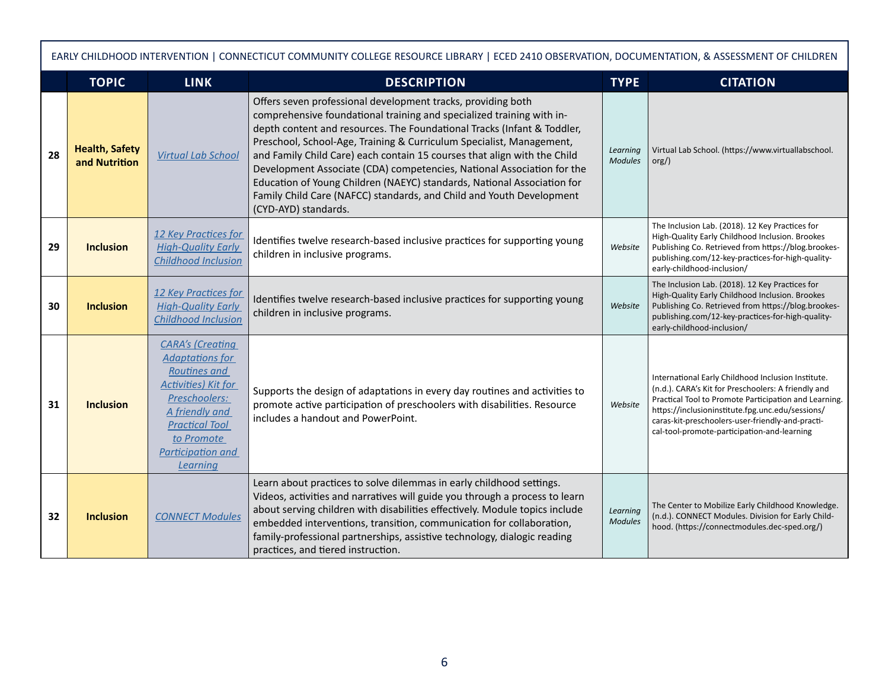EARLY CHILDHOOD INTERVENTION | CONNECTICUT COMMUNITY COLLEGE RESOURCE LIBRARY | ECED 2410 OBSERVATION, DOCUMENTATION, & ASSESSMENT OF CHILDREN

| | TOPIC | LINK | DESCRIPTION | TYPE | CITATION |
|---|---|---|---|---|---|
| 28 | **Health, Safety and Nutrition** | *Virtual Lab School* | Offers seven professional development tracks, providing both comprehensive foundational training and specialized training with in-depth content and resources. The Foundational Tracks (Infant & Toddler, Preschool, School-Age, Training & Curriculum Specialist, Management, and Family Child Care) each contain 15 courses that align with the Child Development Associate (CDA) competencies, National Association for the Education of Young Children (NAEYC) standards, National Association for Family Child Care (NAFCC) standards, and Child and Youth Development (CYD-AYD) standards. | *Learning Modules* | Virtual Lab School. (https://www.virtuallabschool.org/) |
| 29 | **Inclusion** | *12 Key Practices for High-Quality Early Childhood Inclusion* | Identifies twelve research-based inclusive practices for supporting young children in inclusive programs. | *Website* | The Inclusion Lab. (2018). 12 Key Practices for High-Quality Early Childhood Inclusion. Brookes Publishing Co. Retrieved from https://blog.brookes-publishing.com/12-key-practices-for-high-quality-early-childhood-inclusion/ |
| 30 | **Inclusion** | *12 Key Practices for High-Quality Early Childhood Inclusion* | Identifies twelve research-based inclusive practices for supporting young children in inclusive programs. | *Website* | The Inclusion Lab. (2018). 12 Key Practices for High-Quality Early Childhood Inclusion. Brookes Publishing Co. Retrieved from https://blog.brookes-publishing.com/12-key-practices-for-high-quality-early-childhood-inclusion/ |
| 31 | **Inclusion** | *CARA's (Creating Adaptations for Routines and Activities) Kit for Preschoolers: A friendly and Practical Tool to Promote Participation and Learning* | Supports the design of adaptations in every day routines and activities to promote active participation of preschoolers with disabilities. Resource includes a handout and PowerPoint. | *Website* | International Early Childhood Inclusion Institute. (n.d.). CARA's Kit for Preschoolers: A friendly and Practical Tool to Promote Participation and Learning. https://inclusioninstitute.fpg.unc.edu/sessions/caras-kit-preschoolers-user-friendly-and-practical-tool-promote-participation-and-learning |
| 32 | **Inclusion** | *CONNECT Modules* | Learn about practices to solve dilemmas in early childhood settings. Videos, activities and narratives will guide you through a process to learn about serving children with disabilities effectively. Module topics include embedded interventions, transition, communication for collaboration, family-professional partnerships, assistive technology, dialogic reading practices, and tiered instruction. | *Learning Modules* | The Center to Mobilize Early Childhood Knowledge. (n.d.). CONNECT Modules. Division for Early Childhood. (https://connectmodules.dec-sped.org/) |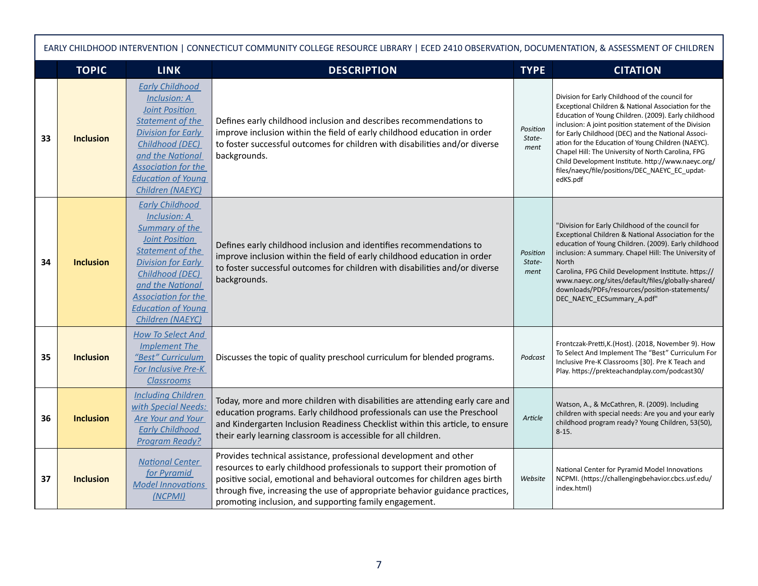EARLY CHILDHOOD INTERVENTION | CONNECTICUT COMMUNITY COLLEGE RESOURCE LIBRARY | ECED 2410 OBSERVATION, DOCUMENTATION, & ASSESSMENT OF CHILDREN

| | TOPIC | LINK | DESCRIPTION | TYPE | CITATION |
|---|---|---|---|---|---|
| 33 | **Inclusion** | *Early Childhood Inclusion: A Joint Position Statement of the Division for Early Childhood (DEC) and the National Association for the Education of Young Children (NAEYC)* | Defines early childhood inclusion and describes recommendations to improve inclusion within the field of early childhood education in order to foster successful outcomes for children with disabilities and/or diverse backgrounds. | *Position Statement* | Division for Early Childhood of the council for Exceptional Children & National Association for the Education of Young Children. (2009). Early childhood inclusion: A joint position statement of the Division for Early Childhood (DEC) and the National Association for the Education of Young Children (NAEYC). Chapel Hill: The University of North Carolina, FPG Child Development Institute. http://www.naeyc.org/files/naeyc/file/positions/DEC_NAEYC_EC_updatedKS.pdf |
| 34 | **Inclusion** | *Early Childhood Inclusion: A Summary of the Joint Position Statement of the Division for Early Childhood (DEC) and the National Association for the Education of Young Children (NAEYC)* | Defines early childhood inclusion and identifies recommendations to improve inclusion within the field of early childhood education in order to foster successful outcomes for children with disabilities and/or diverse backgrounds. | *Position Statement* | "Division for Early Childhood of the council for Exceptional Children & National Association for the education of Young Children. (2009). Early childhood inclusion: A summary. Chapel Hill: The University of North Carolina, FPG Child Development Institute. https://www.naeyc.org/sites/default/files/globally-shared/downloads/PDFs/resources/position-statements/DEC_NAEYC_ECSummary_A.pdf" |
| 35 | **Inclusion** | *How To Select And Implement The "Best" Curriculum For Inclusive Pre-K Classrooms* | Discusses the topic of quality preschool curriculum for blended programs. | *Podcast* | Frontczak-Pretti,K.(Host). (2018, November 9). How To Select And Implement The "Best" Curriculum For Inclusive Pre-K Classrooms [30]. Pre K Teach and Play. https://prekteachandplay.com/podcast30/ |
| 36 | **Inclusion** | *Including Children with Special Needs: Are Your and Your Early Childhood Program Ready?* | Today, more and more children with disabilities are attending early care and education programs. Early childhood professionals can use the Preschool and Kindergarten Inclusion Readiness Checklist within this article, to ensure their early learning classroom is accessible for all children. | *Article* | Watson, A., & McCathren, R. (2009). Including children with special needs: Are you and your early childhood program ready? Young Children, 53(50), 8-15. |
| 37 | **Inclusion** | *National Center for Pyramid Model Innovations (NCPMI)* | Provides technical assistance, professional development and other resources to early childhood professionals to support their promotion of positive social, emotional and behavioral outcomes for children ages birth through five, increasing the use of appropriate behavior guidance practices, promoting inclusion, and supporting family engagement. | *Website* | National Center for Pyramid Model Innovations NCPMI. (https://challengingbehavior.cbcs.usf.edu/index.html) |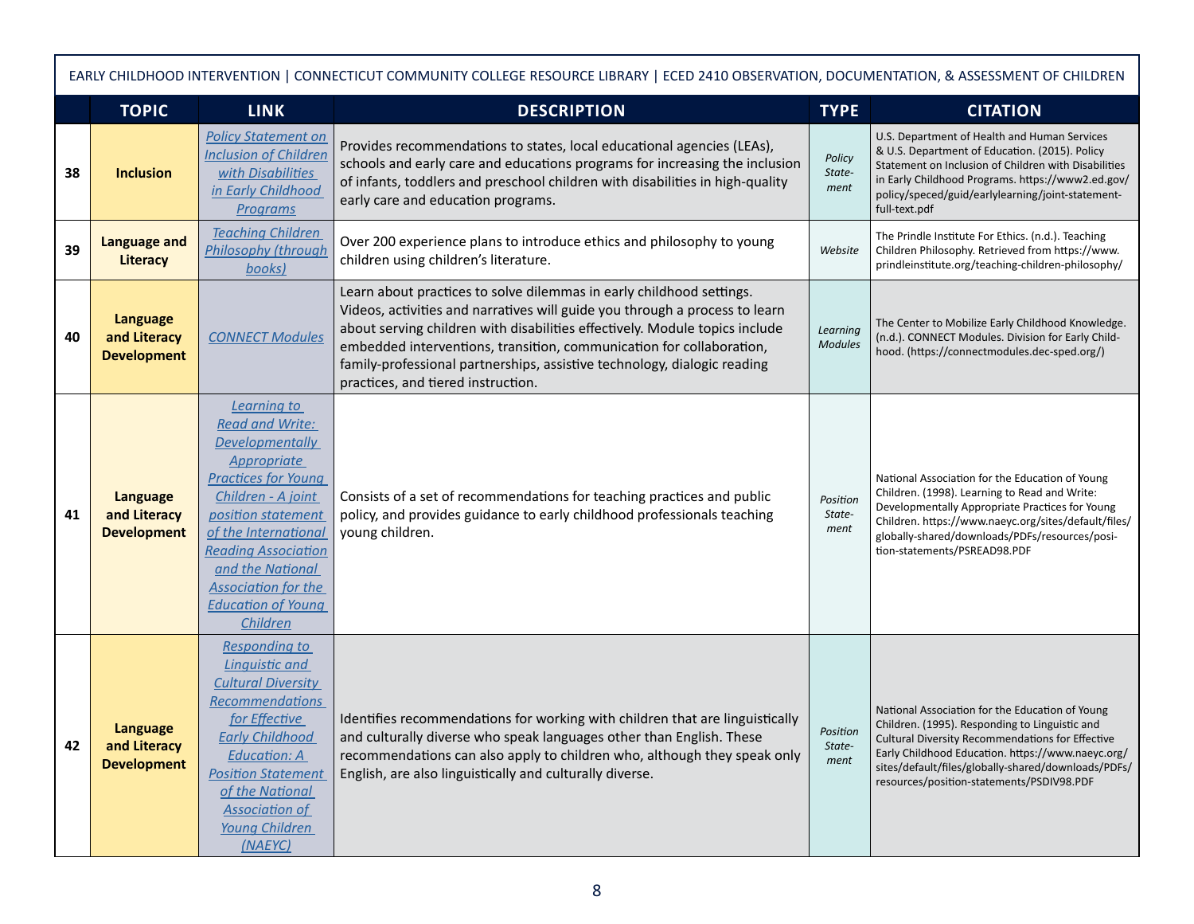EARLY CHILDHOOD INTERVENTION | CONNECTICUT COMMUNITY COLLEGE RESOURCE LIBRARY | ECED 2410 OBSERVATION, DOCUMENTATION, & ASSESSMENT OF CHILDREN

| | TOPIC | LINK | DESCRIPTION | TYPE | CITATION |
|---|---|---|---|---|---|
| 38 | **Inclusion** | *Policy Statement on Inclusion of Children with Disabilities in Early Childhood Programs* | Provides recommendations to states, local educational agencies (LEAs), schools and early care and educations programs for increasing the inclusion of infants, toddlers and preschool children with disabilities in high-quality early care and education programs. | *Policy Statement* | U.S. Department of Health and Human Services & U.S. Department of Education. (2015). Policy Statement on Inclusion of Children with Disabilities in Early Childhood Programs. https://www2.ed.gov/policy/speced/guid/earlylearning/joint-statement-full-text.pdf |
| 39 | **Language and Literacy** | *Teaching Children Philosophy (through books)* | Over 200 experience plans to introduce ethics and philosophy to young children using children's literature. | *Website* | The Prindle Institute For Ethics. (n.d.). Teaching Children Philosophy. Retrieved from https://www.prindleinstitute.org/teaching-children-philosophy/ |
| 40 | **Language and Literacy Development** | *CONNECT Modules* | Learn about practices to solve dilemmas in early childhood settings. Videos, activities and narratives will guide you through a process to learn about serving children with disabilities effectively. Module topics include embedded interventions, transition, communication for collaboration, family-professional partnerships, assistive technology, dialogic reading practices, and tiered instruction. | *Learning Modules* | The Center to Mobilize Early Childhood Knowledge. (n.d.). CONNECT Modules. Division for Early Childhood. (https://connectmodules.dec-sped.org/) |
| 41 | **Language and Literacy Development** | *Learning to Read and Write: Developmentally Appropriate Practices for Young Children - A joint position statement of the International Reading Association and the National Association for the Education of Young Children* | Consists of a set of recommendations for teaching practices and public policy, and provides guidance to early childhood professionals teaching young children. | *Position Statement* | National Association for the Education of Young Children. (1998). Learning to Read and Write: Developmentally Appropriate Practices for Young Children. https://www.naeyc.org/sites/default/files/globally-shared/downloads/PDFs/resources/position-statements/PSREAD98.PDF |
| 42 | **Language and Literacy Development** | *Responding to Linguistic and Cultural Diversity Recommendations for Effective Early Childhood Education: A Position Statement of the National Association of Young Children (NAEYC)* | Identifies recommendations for working with children that are linguistically and culturally diverse who speak languages other than English. These recommendations can also apply to children who, although they speak only English, are also linguistically and culturally diverse. | *Position Statement* | National Association for the Education of Young Children. (1995). Responding to Linguistic and Cultural Diversity Recommendations for Effective Early Childhood Education. https://www.naeyc.org/sites/default/files/globally-shared/downloads/PDFs/resources/position-statements/PSDIV98.PDF |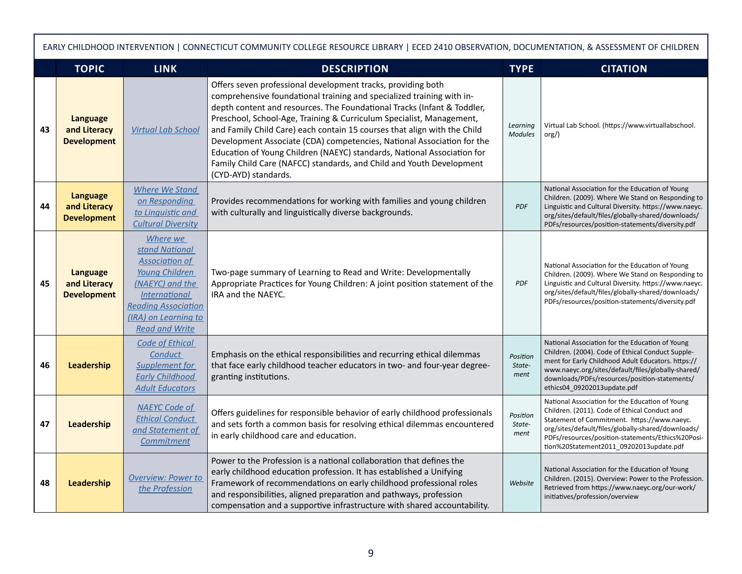EARLY CHILDHOOD INTERVENTION | CONNECTICUT COMMUNITY COLLEGE RESOURCE LIBRARY | ECED 2410 OBSERVATION, DOCUMENTATION, & ASSESSMENT OF CHILDREN

| | TOPIC | LINK | DESCRIPTION | TYPE | CITATION |
|---|---|---|---|---|---|
| 43 | **Language and Literacy Development** | *Virtual Lab School* | Offers seven professional development tracks, providing both comprehensive foundational training and specialized training with in-depth content and resources. The Foundational Tracks (Infant & Toddler, Preschool, School-Age, Training & Curriculum Specialist, Management, and Family Child Care) each contain 15 courses that align with the Child Development Associate (CDA) competencies, National Association for the Education of Young Children (NAEYC) standards, National Association for Family Child Care (NAFCC) standards, and Child and Youth Development (CYD-AYD) standards. | *Learning Modules* | Virtual Lab School. (https://www.virtuallabschool.org/) |
| 44 | **Language and Literacy Development** | *Where We Stand on Responding to Linguistic and Cultural Diversity* | Provides recommendations for working with families and young children with culturally and linguistically diverse backgrounds. | *PDF* | National Association for the Education of Young Children. (2009). Where We Stand on Responding to Linguistic and Cultural Diversity. https://www.naeyc.org/sites/default/files/globally-shared/downloads/PDFs/resources/position-statements/diversity.pdf |
| 45 | **Language and Literacy Development** | *Where we stand National Association of Young Children (NAEYC) and the International Reading Association (IRA) on Learning to Read and Write* | Two-page summary of Learning to Read and Write: Developmentally Appropriate Practices for Young Children: A joint position statement of the IRA and the NAEYC. | *PDF* | National Association for the Education of Young Children. (2009). Where We Stand on Responding to Linguistic and Cultural Diversity. https://www.naeyc.org/sites/default/files/globally-shared/downloads/PDFs/resources/position-statements/diversity.pdf |
| 46 | **Leadership** | *Code of Ethical Conduct Supplement for Early Childhood Adult Educators* | Emphasis on the ethical responsibilities and recurring ethical dilemmas that face early childhood teacher educators in two- and four-year degree-granting institutions. | *Position Statement* | National Association for the Education of Young Children. (2004). Code of Ethical Conduct Supplement for Early Childhood Adult Educators. https://www.naeyc.org/sites/default/files/globally-shared/downloads/PDFs/resources/position-statements/ethics04_09202013update.pdf |
| 47 | **Leadership** | *NAEYC Code of Ethical Conduct and Statement of Commitment* | Offers guidelines for responsible behavior of early childhood professionals and sets forth a common basis for resolving ethical dilemmas encountered in early childhood care and education. | *Position Statement* | National Association for the Education of Young Children. (2011). Code of Ethical Conduct and Statement of Commitment. https://www.naeyc.org/sites/default/files/globally-shared/downloads/PDFs/resources/position-statements/Ethics%20Position%20Statement2011_09202013update.pdf |
| 48 | **Leadership** | *Overview: Power to the Profession* | Power to the Profession is a national collaboration that defines the early childhood education profession. It has established a Unifying Framework of recommendations on early childhood professional roles and responsibilities, aligned preparation and pathways, profession compensation and a supportive infrastructure with shared accountability. | *Website* | National Association for the Education of Young Children. (2015). Overview: Power to the Profession. Retrieved from https://www.naeyc.org/our-work/initiatives/profession/overview |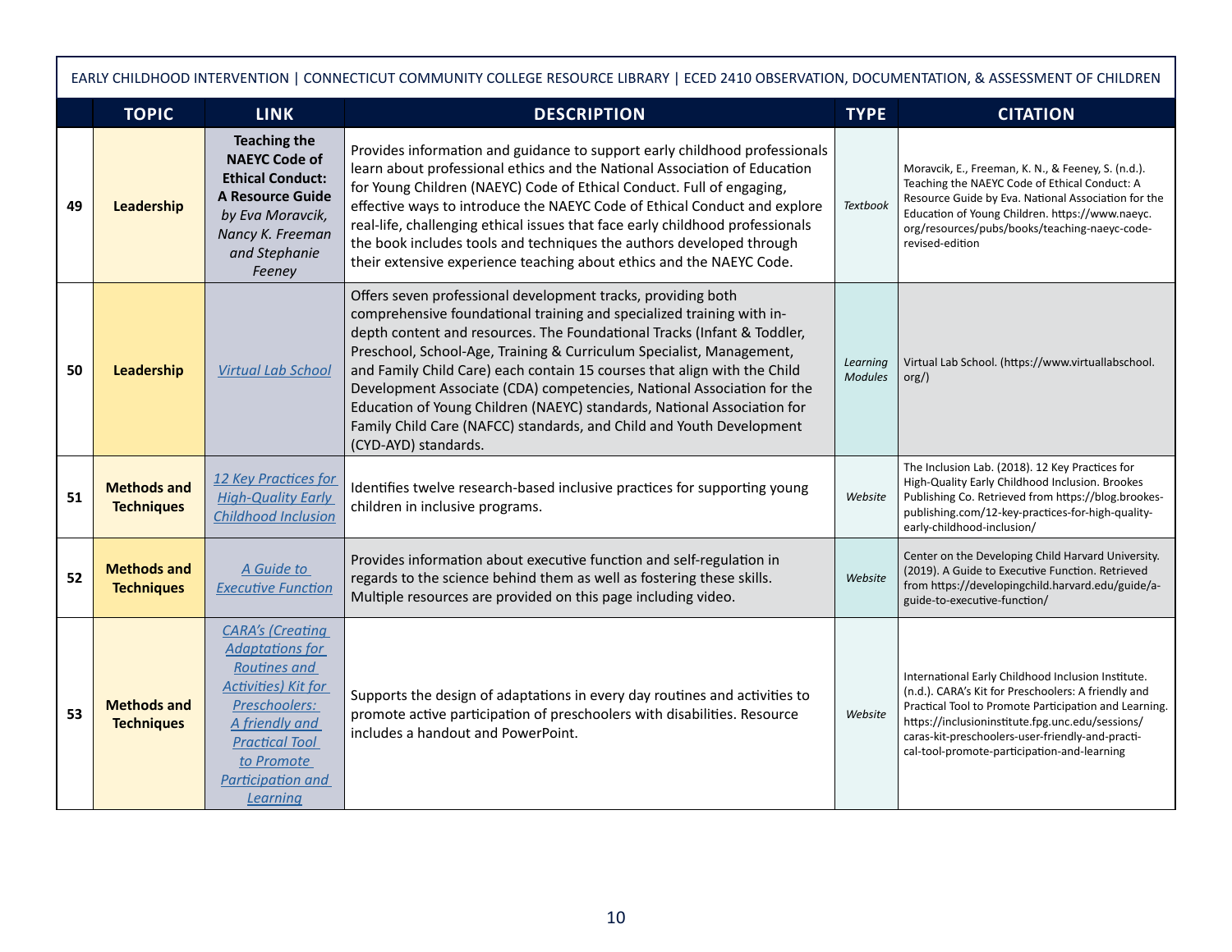EARLY CHILDHOOD INTERVENTION | CONNECTICUT COMMUNITY COLLEGE RESOURCE LIBRARY | ECED 2410 OBSERVATION, DOCUMENTATION, & ASSESSMENT OF CHILDREN

| | TOPIC | LINK | DESCRIPTION | TYPE | CITATION |
|---|---|---|---|---|---|
| 49 | Leadership | **Teaching the NAEYC Code of Ethical Conduct: A Resource Guide** *by Eva Moravcik, Nancy K. Freeman and Stephanie Feeney* | Provides information and guidance to support early childhood professionals learn about professional ethics and the National Association of Education for Young Children (NAEYC) Code of Ethical Conduct. Full of engaging, effective ways to introduce the NAEYC Code of Ethical Conduct and explore real-life, challenging ethical issues that face early childhood professionals the book includes tools and techniques the authors developed through their extensive experience teaching about ethics and the NAEYC Code. | *Textbook* | Moravcik, E., Freeman, K. N., & Feeney, S. (n.d.). Teaching the NAEYC Code of Ethical Conduct: A Resource Guide by Eva. National Association for the Education of Young Children. https://www.naeyc.org/resources/pubs/books/teaching-naeyc-code-revised-edition |
| 50 | Leadership | *Virtual Lab School* | Offers seven professional development tracks, providing both comprehensive foundational training and specialized training with in-depth content and resources. The Foundational Tracks (Infant & Toddler, Preschool, School-Age, Training & Curriculum Specialist, Management, and Family Child Care) each contain 15 courses that align with the Child Development Associate (CDA) competencies, National Association for the Education of Young Children (NAEYC) standards, National Association for Family Child Care (NAFCC) standards, and Child and Youth Development (CYD-AYD) standards. | *Learning Modules* | Virtual Lab School. (https://www.virtuallabschool.org/) |
| 51 | Methods and Techniques | *12 Key Practices for High-Quality Early Childhood Inclusion* | Identifies twelve research-based inclusive practices for supporting young children in inclusive programs. | *Website* | The Inclusion Lab. (2018). 12 Key Practices for High-Quality Early Childhood Inclusion. Brookes Publishing Co. Retrieved from https://blog.brookes-publishing.com/12-key-practices-for-high-quality-early-childhood-inclusion/ |
| 52 | Methods and Techniques | *A Guide to Executive Function* | Provides information about executive function and self-regulation in regards to the science behind them as well as fostering these skills. Multiple resources are provided on this page including video. | *Website* | Center on the Developing Child Harvard University. (2019). A Guide to Executive Function. Retrieved from https://developingchild.harvard.edu/guide/a-guide-to-executive-function/ |
| 53 | Methods and Techniques | *CARA's (Creating Adaptations for Routines and Activities) Kit for Preschoolers: A friendly and Practical Tool to Promote Participation and Learning* | Supports the design of adaptations in every day routines and activities to promote active participation of preschoolers with disabilities. Resource includes a handout and PowerPoint. | *Website* | International Early Childhood Inclusion Institute. (n.d.). CARA's Kit for Preschoolers: A friendly and Practical Tool to Promote Participation and Learning. https://inclusioninstitute.fpg.unc.edu/sessions/caras-kit-preschoolers-user-friendly-and-practi-cal-tool-promote-participation-and-learning |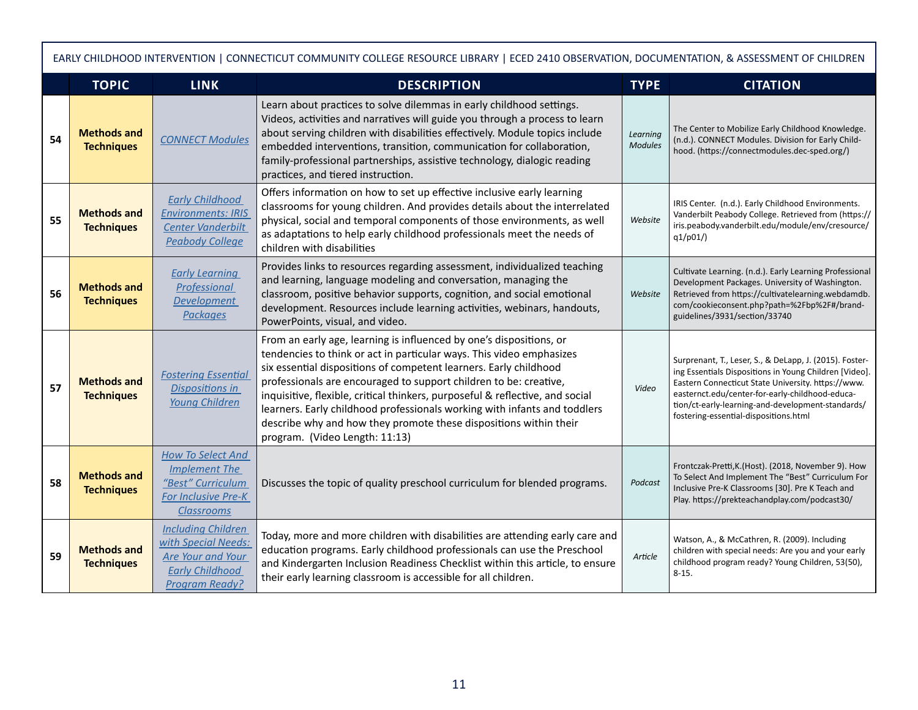EARLY CHILDHOOD INTERVENTION | CONNECTICUT COMMUNITY COLLEGE RESOURCE LIBRARY | ECED 2410 OBSERVATION, DOCUMENTATION, & ASSESSMENT OF CHILDREN

| | TOPIC | LINK | DESCRIPTION | TYPE | CITATION |
|---|---|---|---|---|---|
| 54 | **Methods and Techniques** | *CONNECT Modules* | Learn about practices to solve dilemmas in early childhood settings. Videos, activities and narratives will guide you through a process to learn about serving children with disabilities effectively. Module topics include embedded interventions, transition, communication for collaboration, family-professional partnerships, assistive technology, dialogic reading practices, and tiered instruction. | *Learning Modules* | The Center to Mobilize Early Childhood Knowledge. (n.d.). CONNECT Modules. Division for Early Childhood. (https://connectmodules.dec-sped.org/) |
| 55 | **Methods and Techniques** | *Early Childhood Environments: IRIS Center Vanderbilt Peabody College* | Offers information on how to set up effective inclusive early learning classrooms for young children. And provides details about the interrelated physical, social and temporal components of those environments, as well as adaptations to help early childhood professionals meet the needs of children with disabilities | *Website* | IRIS Center. (n.d.). Early Childhood Environments. Vanderbilt Peabody College. Retrieved from (https://iris.peabody.vanderbilt.edu/module/env/cresource/q1/p01/) |
| 56 | **Methods and Techniques** | *Early Learning Professional Development Packages* | Provides links to resources regarding assessment, individualized teaching and learning, language modeling and conversation, managing the classroom, positive behavior supports, cognition, and social emotional development. Resources include learning activities, webinars, handouts, PowerPoints, visual, and video. | *Website* | Cultivate Learning. (n.d.). Early Learning Professional Development Packages. University of Washington. Retrieved from https://cultivatelearning.webdamdb.com/cookieconsent.php?path=%2Fbp%2F#/brand-guidelines/3931/section/33740 |
| 57 | **Methods and Techniques** | *Fostering Essential Dispositions in Young Children* | From an early age, learning is influenced by one's dispositions, or tendencies to think or act in particular ways. This video emphasizes six essential dispositions of competent learners. Early childhood professionals are encouraged to support children to be: creative, inquisitive, flexible, critical thinkers, purposeful & reflective, and social learners. Early childhood professionals working with infants and toddlers describe why and how they promote these dispositions within their program. (Video Length: 11:13) | *Video* | Surprenant, T., Leser, S., & DeLapp, J. (2015). Fostering Essentials Dispositions in Young Children [Video]. Eastern Connecticut State University. https://www.easternct.edu/center-for-early-childhood-education/ct-early-learning-and-development-standards/fostering-essential-dispositions.html |
| 58 | **Methods and Techniques** | *How To Select And Implement The "Best" Curriculum For Inclusive Pre-K Classrooms* | Discusses the topic of quality preschool curriculum for blended programs. | *Podcast* | Frontczak-Pretti,K.(Host). (2018, November 9). How To Select And Implement The "Best" Curriculum For Inclusive Pre-K Classrooms [30]. Pre K Teach and Play. https://prekteachandplay.com/podcast30/ |
| 59 | **Methods and Techniques** | *Including Children with Special Needs: Are Your and Your Early Childhood Program Ready?* | Today, more and more children with disabilities are attending early care and education programs. Early childhood professionals can use the Preschool and Kindergarten Inclusion Readiness Checklist within this article, to ensure their early learning classroom is accessible for all children. | *Article* | Watson, A., & McCathren, R. (2009). Including children with special needs: Are you and your early childhood program ready? Young Children, 53(50), 8-15. |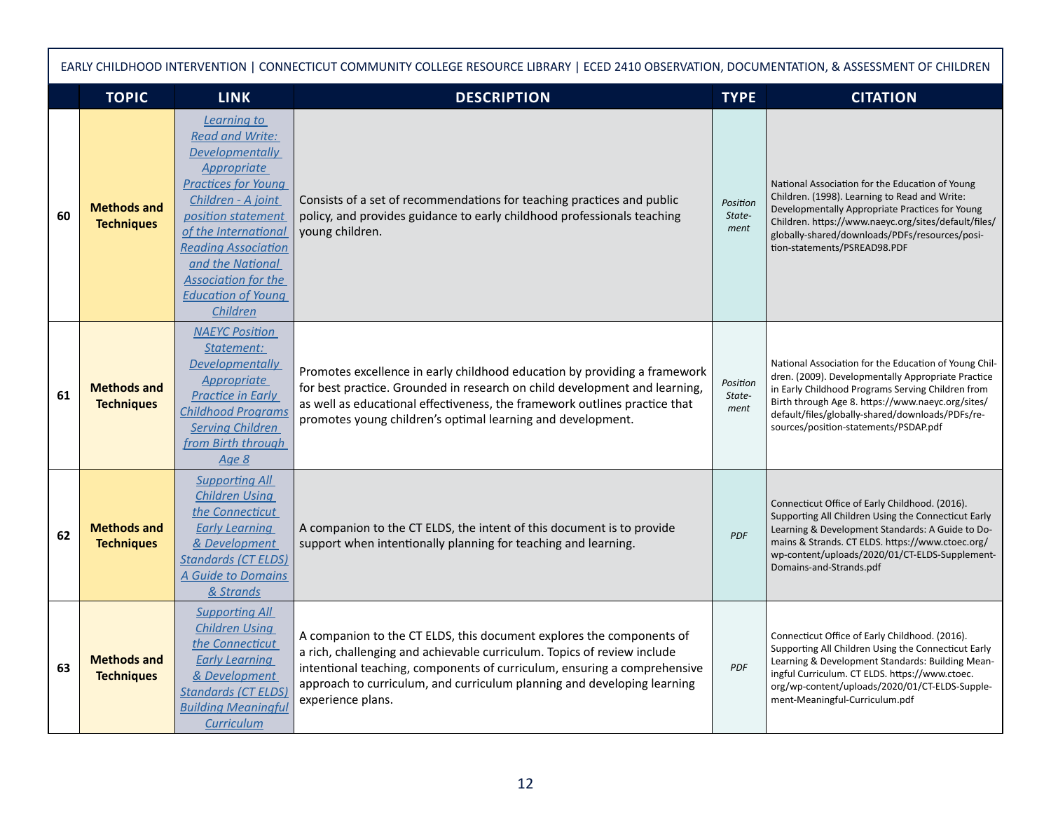EARLY CHILDHOOD INTERVENTION | CONNECTICUT COMMUNITY COLLEGE RESOURCE LIBRARY | ECED 2410 OBSERVATION, DOCUMENTATION, & ASSESSMENT OF CHILDREN

| | TOPIC | LINK | DESCRIPTION | TYPE | CITATION |
|---|---|---|---|---|---|
| 60 | **Methods and Techniques** | *Learning to Read and Write: Developmentally Appropriate Practices for Young Children - A joint position statement of the International Reading Association and the National Association for the Education of Young Children* | Consists of a set of recommendations for teaching practices and public policy, and provides guidance to early childhood professionals teaching young children. | *Position Statement* | National Association for the Education of Young Children. (1998). Learning to Read and Write: Developmentally Appropriate Practices for Young Children. https://www.naeyc.org/sites/default/files/globally-shared/downloads/PDFs/resources/position-statements/PSREAD98.PDF |
| 61 | **Methods and Techniques** | *NAEYC Position Statement: Developmentally Appropriate Practice in Early Childhood Programs Serving Children from Birth through Age 8* | Promotes excellence in early childhood education by providing a framework for best practice. Grounded in research on child development and learning, as well as educational effectiveness, the framework outlines practice that promotes young children's optimal learning and development. | *Position Statement* | National Association for the Education of Young Children. (2009). Developmentally Appropriate Practice in Early Childhood Programs Serving Children from Birth through Age 8. https://www.naeyc.org/sites/default/files/globally-shared/downloads/PDFs/resources/position-statements/PSDAP.pdf |
| 62 | **Methods and Techniques** | *Supporting All Children Using the Connecticut Early Learning & Development Standards (CT ELDS) A Guide to Domains & Strands* | A companion to the CT ELDS, the intent of this document is to provide support when intentionally planning for teaching and learning. | *PDF* | Connecticut Office of Early Childhood. (2016). Supporting All Children Using the Connecticut Early Learning & Development Standards: A Guide to Domains & Strands. CT ELDS. https://www.ctoec.org/wp-content/uploads/2020/01/CT-ELDS-Supplement-Domains-and-Strands.pdf |
| 63 | **Methods and Techniques** | *Supporting All Children Using the Connecticut Early Learning & Development Standards (CT ELDS) Building Meaningful Curriculum* | A companion to the CT ELDS, this document explores the components of a rich, challenging and achievable curriculum. Topics of review include intentional teaching, components of curriculum, ensuring a comprehensive approach to curriculum, and curriculum planning and developing learning experience plans. | *PDF* | Connecticut Office of Early Childhood. (2016). Supporting All Children Using the Connecticut Early Learning & Development Standards: Building Meaningful Curriculum. CT ELDS. https://www.ctoec.org/wp-content/uploads/2020/01/CT-ELDS-Supplement-Meaningful-Curriculum.pdf |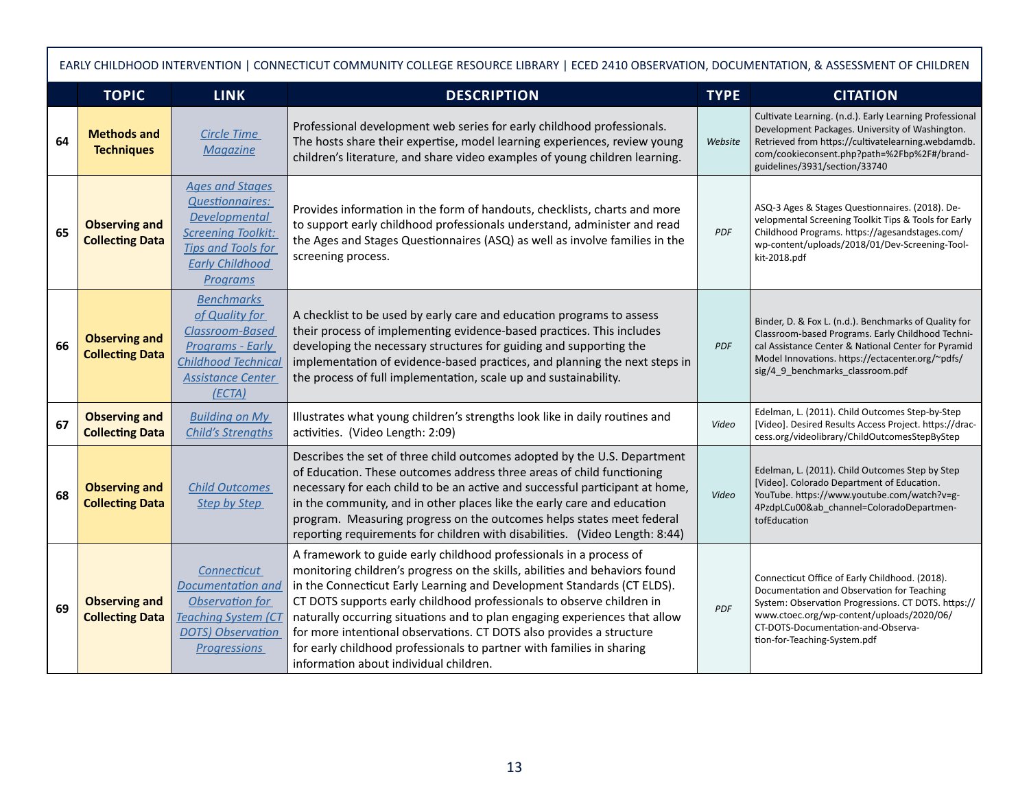EARLY CHILDHOOD INTERVENTION | CONNECTICUT COMMUNITY COLLEGE RESOURCE LIBRARY | ECED 2410 OBSERVATION, DOCUMENTATION, & ASSESSMENT OF CHILDREN

| | TOPIC | LINK | DESCRIPTION | TYPE | CITATION |
|---|---|---|---|---|---|
| 64 | **Methods and Techniques** | *Circle Time Magazine* | Professional development web series for early childhood professionals. The hosts share their expertise, model learning experiences, review young children's literature, and share video examples of young children learning. | *Website* | Cultivate Learning. (n.d.). Early Learning Professional Development Packages. University of Washington. Retrieved from https://cultivatelearning.webdamdb.com/cookieconsent.php?path=%2Fbp%2F#/brand-guidelines/3931/section/33740 |
| 65 | **Observing and Collecting Data** | *Ages and Stages Questionnaires: Developmental Screening Toolkit: Tips and Tools for Early Childhood Programs* | Provides information in the form of handouts, checklists, charts and more to support early childhood professionals understand, administer and read the Ages and Stages Questionnaires (ASQ) as well as involve families in the screening process. | *PDF* | ASQ-3 Ages & Stages Questionnaires. (2018). Developmental Screening Toolkit Tips & Tools for Early Childhood Programs. https://agesandstages.com/wp-content/uploads/2018/01/Dev-Screening-Toolkit-2018.pdf |
| 66 | **Observing and Collecting Data** | *Benchmarks of Quality for Classroom-Based Programs - Early Childhood Technical Assistance Center (ECTA)* | A checklist to be used by early care and education programs to assess their process of implementing evidence-based practices. This includes developing the necessary structures for guiding and supporting the implementation of evidence-based practices, and planning the next steps in the process of full implementation, scale up and sustainability. | *PDF* | Binder, D. & Fox L. (n.d.). Benchmarks of Quality for Classroom-based Programs. Early Childhood Technical Assistance Center & National Center for Pyramid Model Innovations. https://ectacenter.org/~pdfs/sig/4_9_benchmarks_classroom.pdf |
| 67 | **Observing and Collecting Data** | *Building on My Child's Strengths* | Illustrates what young children's strengths look like in daily routines and activities. (Video Length: 2:09) | *Video* | Edelman, L. (2011). Child Outcomes Step-by-Step [Video]. Desired Results Access Project. https://draccess.org/videolibrary/ChildOutcomesStepByStep |
| 68 | **Observing and Collecting Data** | *Child Outcomes Step by Step* | Describes the set of three child outcomes adopted by the U.S. Department of Education. These outcomes address three areas of child functioning necessary for each child to be an active and successful participant at home, in the community, and in other places like the early care and education program. Measuring progress on the outcomes helps states meet federal reporting requirements for children with disabilities. (Video Length: 8:44) | *Video* | Edelman, L. (2011). Child Outcomes Step by Step [Video]. Colorado Department of Education. YouTube. https://www.youtube.com/watch?v=g-4PzdpLCu00&ab_channel=ColoradoDepartmentofEducation |
| 69 | **Observing and Collecting Data** | *Connecticut Documentation and Observation for Teaching System (CT DOTS) Observation Progressions* | A framework to guide early childhood professionals in a process of monitoring children's progress on the skills, abilities and behaviors found in the Connecticut Early Learning and Development Standards (CT ELDS). CT DOTS supports early childhood professionals to observe children in naturally occurring situations and to plan engaging experiences that allow for more intentional observations. CT DOTS also provides a structure for early childhood professionals to partner with families in sharing information about individual children. | *PDF* | Connecticut Office of Early Childhood. (2018). Documentation and Observation for Teaching System: Observation Progressions. CT DOTS. https://www.ctoec.org/wp-content/uploads/2020/06/CT-DOTS-Documentation-and-Observation-for-Teaching-System.pdf |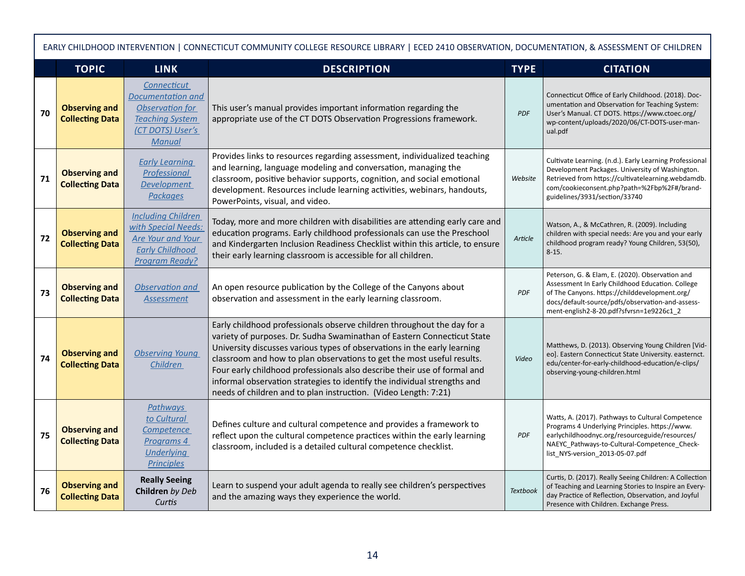EARLY CHILDHOOD INTERVENTION | CONNECTICUT COMMUNITY COLLEGE RESOURCE LIBRARY | ECED 2410 OBSERVATION, DOCUMENTATION, & ASSESSMENT OF CHILDREN

| | TOPIC | LINK | DESCRIPTION | TYPE | CITATION |
|---|---|---|---|---|---|
| 70 | **Observing and Collecting Data** | *Connecticut Documentation and Observation for Teaching System (CT DOTS) User's Manual* | This user's manual provides important information regarding the appropriate use of the CT DOTS Observation Progressions framework. | *PDF* | Connecticut Office of Early Childhood. (2018). Documentation and Observation for Teaching System: User's Manual. CT DOTS. https://www.ctoec.org/wp-content/uploads/2020/06/CT-DOTS-user-manual.pdf |
| 71 | **Observing and Collecting Data** | *Early Learning Professional Development Packages* | Provides links to resources regarding assessment, individualized teaching and learning, language modeling and conversation, managing the classroom, positive behavior supports, cognition, and social emotional development. Resources include learning activities, webinars, handouts, PowerPoints, visual, and video. | *Website* | Cultivate Learning. (n.d.). Early Learning Professional Development Packages. University of Washington. Retrieved from https://cultivatelearning.webdamdb.com/cookieconsent.php?path=%2Fbp%2F#/brand-guidelines/3931/section/33740 |
| 72 | **Observing and Collecting Data** | *Including Children with Special Needs: Are Your and Your Early Childhood Program Ready?* | Today, more and more children with disabilities are attending early care and education programs. Early childhood professionals can use the Preschool and Kindergarten Inclusion Readiness Checklist within this article, to ensure their early learning classroom is accessible for all children. | *Article* | Watson, A., & McCathren, R. (2009). Including children with special needs: Are you and your early childhood program ready? Young Children, 53(50), 8-15. |
| 73 | **Observing and Collecting Data** | *Observation and Assessment* | An open resource publication by the College of the Canyons about observation and assessment in the early learning classroom. | *PDF* | Peterson, G. & Elam, E. (2020). Observation and Assessment In Early Childhood Education. College of The Canyons. https://childdevelopment.org/docs/default-source/pdfs/observation-and-assessment-english2-8-20.pdf?sfvrsn=1e9226c1_2 |
| 74 | **Observing and Collecting Data** | *Observing Young Children* | Early childhood professionals observe children throughout the day for a variety of purposes. Dr. Sudha Swaminathan of Eastern Connecticut State University discusses various types of observations in the early learning classroom and how to plan observations to get the most useful results. Four early childhood professionals also describe their use of formal and informal observation strategies to identify the individual strengths and needs of children and to plan instruction. (Video Length: 7:21) | *Video* | Matthews, D. (2013). Observing Young Children [Video]. Eastern Connecticut State University. easternct.edu/center-for-early-childhood-education/e-clips/observing-young-children.html |
| 75 | **Observing and Collecting Data** | *Pathways to Cultural Competence Programs 4 Underlying Principles* | Defines culture and cultural competence and provides a framework to reflect upon the cultural competence practices within the early learning classroom, included is a detailed cultural competence checklist. | *PDF* | Watts, A. (2017). Pathways to Cultural Competence Programs 4 Underlying Principles. https://www.earlychildhoodnyc.org/resourceguide/resources/NAEYC_Pathways-to-Cultural-Competence_Checklist_NYS-version_2013-05-07.pdf |
| 76 | **Observing and Collecting Data** | **Really Seeing Children** *by Deb Curtis* | Learn to suspend your adult agenda to really see children's perspectives and the amazing ways they experience the world. | *Textbook* | Curtis, D. (2017). Really Seeing Children: A Collection of Teaching and Learning Stories to Inspire an Everyday Practice of Reflection, Observation, and Joyful Presence with Children. Exchange Press. |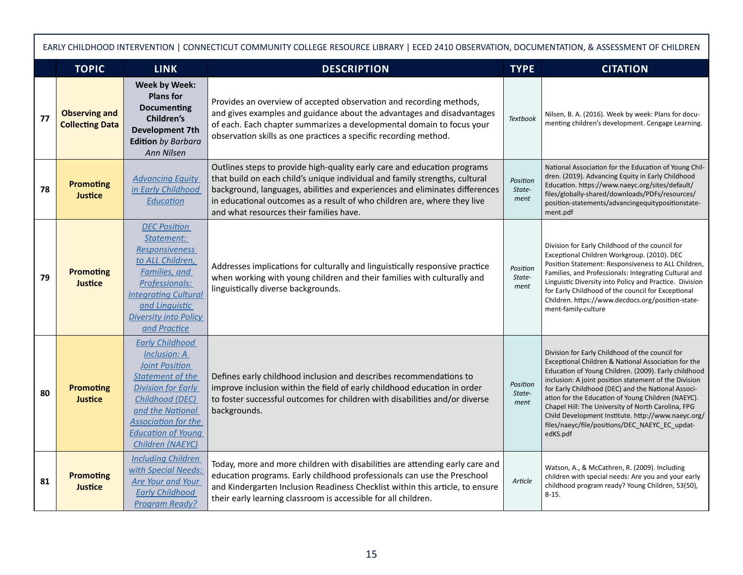| | TOPIC | LINK | DESCRIPTION | TYPE | CITATION |
|---|---|---|---|---|---|
| 77 | **Observing and Collecting Data** | **Week by Week: Plans for Documenting Children's Development 7th Edition** *by Barbara Ann Nilsen* | Provides an overview of accepted observation and recording methods, and gives examples and guidance about the advantages and disadvantages of each. Each chapter summarizes a developmental domain to focus your observation skills as one practices a specific recording method. | *Textbook* | Nilsen, B. A. (2016). Week by week: Plans for documenting children's development. Cengage Learning. |
| 78 | **Promoting Justice** | *Advancing Equity in Early Childhood Education* | Outlines steps to provide high-quality early care and education programs that build on each child's unique individual and family strengths, cultural background, languages, abilities and experiences and eliminates differences in educational outcomes as a result of who children are, where they live and what resources their families have. | *Position Statement* | National Association for the Education of Young Children. (2019). Advancing Equity in Early Childhood Education. https://www.naeyc.org/sites/default/files/globally-shared/downloads/PDFs/resources/position-statements/advancingequitypositionstatement.pdf |
| 79 | **Promoting Justice** | *DEC Position Statement: Responsiveness to ALL Children, Families, and Professionals: Integrating Cultural and Linguistic Diversity into Policy and Practice* | Addresses implications for culturally and linguistically responsive practice when working with young children and their families with culturally and linguistically diverse backgrounds. | *Position Statement* | Division for Early Childhood of the council for Exceptional Children Workgroup. (2010). DEC Position Statement: Responsiveness to ALL Children, Families, and Professionals: Integrating Cultural and Linguistic Diversity into Policy and Practice. Division for Early Childhood of the council for Exceptional Children. https://www.decdocs.org/position-statement-family-culture |
| 80 | **Promoting Justice** | *Early Childhood Inclusion: A Joint Position Statement of the Division for Early Childhood (DEC) and the National Association for the Education of Young Children (NAEYC)* | Defines early childhood inclusion and describes recommendations to improve inclusion within the field of early childhood education in order to foster successful outcomes for children with disabilities and/or diverse backgrounds. | *Position Statement* | Division for Early Childhood of the council for Exceptional Children & National Association for the Education of Young Children. (2009). Early childhood inclusion: A joint position statement of the Division for Early Childhood (DEC) and the National Association for the Education of Young Children (NAEYC). Chapel Hill: The University of North Carolina, FPG Child Development Institute. http://www.naeyc.org/files/naeyc/file/positions/DEC_NAEYC_EC_updatedKS.pdf |
| 81 | **Promoting Justice** | *Including Children with Special Needs: Are Your and Your Early Childhood Program Ready?* | Today, more and more children with disabilities are attending early care and education programs. Early childhood professionals can use the Preschool and Kindergarten Inclusion Readiness Checklist within this article, to ensure their early learning classroom is accessible for all children. | *Article* | Watson, A., & McCathren, R. (2009). Including children with special needs: Are you and your early childhood program ready? Young Children, 53(50), 8-15. |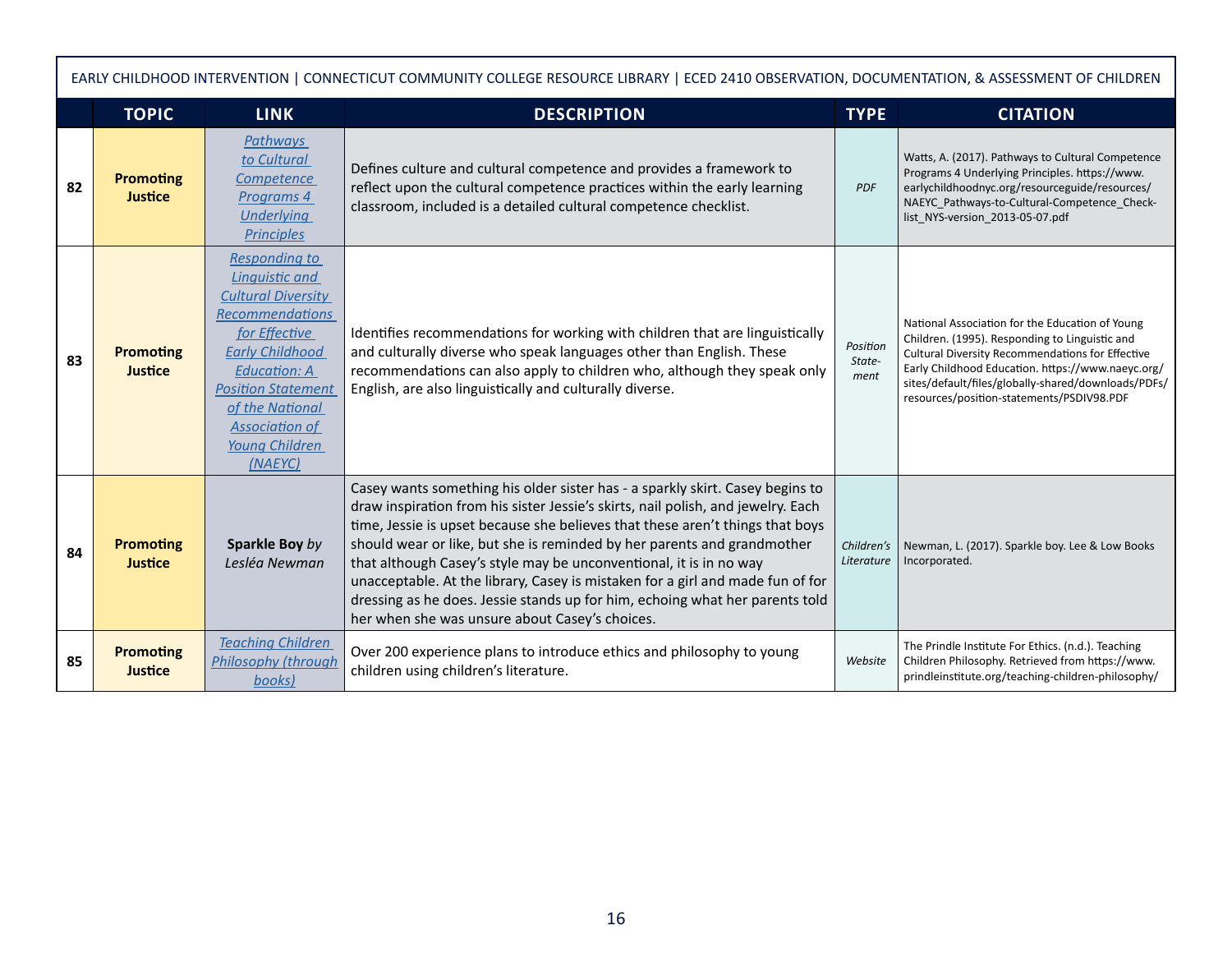| | TOPIC | LINK | DESCRIPTION | TYPE | CITATION |
|---|---|---|---|---|---|
| 82 | **Promoting Justice** | *Pathways to Cultural Competence Programs 4 Underlying Principles* | Defines culture and cultural competence and provides a framework to reflect upon the cultural competence practices within the early learning classroom, included is a detailed cultural competence checklist. | *PDF* | Watts, A. (2017). Pathways to Cultural Competence Programs 4 Underlying Principles. https://www.earlychildhoodnyc.org/resourceguide/resources/NAEYC_Pathways-to-Cultural-Competence_Checklist_NYS-version_2013-05-07.pdf |
| 83 | **Promoting Justice** | *Responding to Linguistic and Cultural Diversity Recommendations for Effective Early Childhood Education: A Position Statement of the National Association of Young Children (NAEYC)* | Identifies recommendations for working with children that are linguistically and culturally diverse who speak languages other than English. These recommendations can also apply to children who, although they speak only English, are also linguistically and culturally diverse. | *Position Statement* | National Association for the Education of Young Children. (1995). Responding to Linguistic and Cultural Diversity Recommendations for Effective Early Childhood Education. https://www.naeyc.org/sites/default/files/globally-shared/downloads/PDFs/resources/position-statements/PSDIV98.PDF |
| 84 | **Promoting Justice** | **Sparkle Boy** *by Lesléa Newman* | Casey wants something his older sister has - a sparkly skirt. Casey begins to draw inspiration from his sister Jessie's skirts, nail polish, and jewelry. Each time, Jessie is upset because she believes that these aren't things that boys should wear or like, but she is reminded by her parents and grandmother that although Casey's style may be unconventional, it is in no way unacceptable. At the library, Casey is mistaken for a girl and made fun of for dressing as he does. Jessie stands up for him, echoing what her parents told her when she was unsure about Casey's choices. | *Children's Literature* | Newman, L. (2017). Sparkle boy. Lee & Low Books Incorporated. |
| 85 | **Promoting Justice** | *Teaching Children Philosophy (through books)* | Over 200 experience plans to introduce ethics and philosophy to young children using children's literature. | *Website* | The Prindle Institute For Ethics. (n.d.). Teaching Children Philosophy. Retrieved from https://www.prindleinstitute.org/teaching-children-philosophy/ |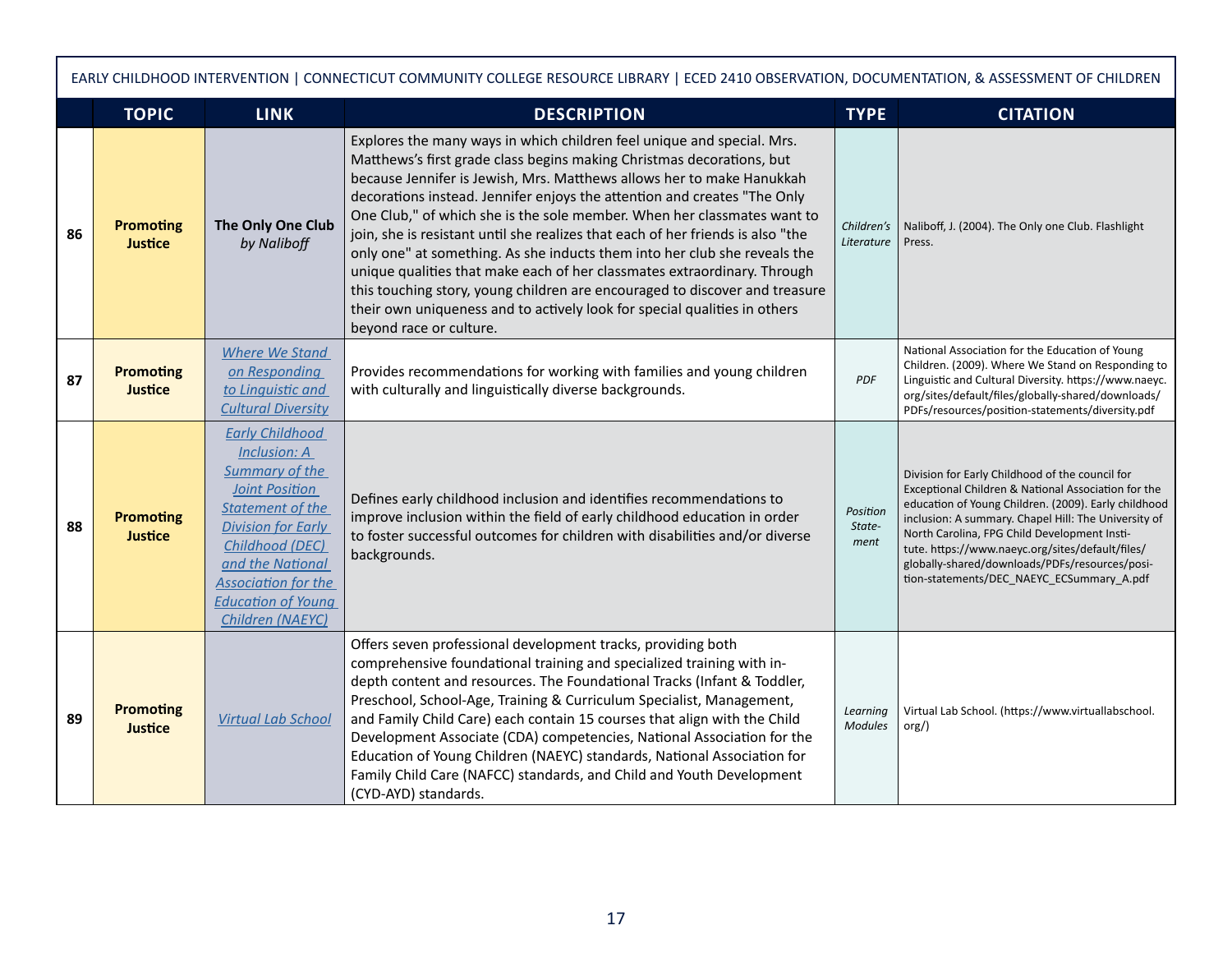EARLY CHILDHOOD INTERVENTION | CONNECTICUT COMMUNITY COLLEGE RESOURCE LIBRARY | ECED 2410 OBSERVATION, DOCUMENTATION, & ASSESSMENT OF CHILDREN

| | TOPIC | LINK | DESCRIPTION | TYPE | CITATION |
|---|---|---|---|---|---|
| 86 | **Promoting Justice** | **The Only One Club** *by Naliboff* | Explores the many ways in which children feel unique and special. Mrs. Matthews's first grade class begins making Christmas decorations, but because Jennifer is Jewish, Mrs. Matthews allows her to make Hanukkah decorations instead. Jennifer enjoys the attention and creates "The Only One Club," of which she is the sole member. When her classmates want to join, she is resistant until she realizes that each of her friends is also "the only one" at something. As she inducts them into her club she reveals the unique qualities that make each of her classmates extraordinary. Through this touching story, young children are encouraged to discover and treasure their own uniqueness and to actively look for special qualities in others beyond race or culture. | *Children's Literature* | Naliboff, J. (2004). The Only one Club. Flashlight Press. |
| 87 | **Promoting Justice** | *Where We Stand on Responding to Linguistic and Cultural Diversity* | Provides recommendations for working with families and young children with culturally and linguistically diverse backgrounds. | *PDF* | National Association for the Education of Young Children. (2009). Where We Stand on Responding to Linguistic and Cultural Diversity. https://www.naeyc.org/sites/default/files/globally-shared/downloads/PDFs/resources/position-statements/diversity.pdf |
| 88 | **Promoting Justice** | *Early Childhood Inclusion: A Summary of the Joint Position Statement of the Division for Early Childhood (DEC) and the National Association for the Education of Young Children (NAEYC)* | Defines early childhood inclusion and identifies recommendations to improve inclusion within the field of early childhood education in order to foster successful outcomes for children with disabilities and/or diverse backgrounds. | *Position Statement* | Division for Early Childhood of the council for Exceptional Children & National Association for the education of Young Children. (2009). Early childhood inclusion: A summary. Chapel Hill: The University of North Carolina, FPG Child Development Institute. https://www.naeyc.org/sites/default/files/globally-shared/downloads/PDFs/resources/position-statements/DEC_NAEYC_ECSummary_A.pdf |
| 89 | **Promoting Justice** | *Virtual Lab School* | Offers seven professional development tracks, providing both comprehensive foundational training and specialized training with in-depth content and resources. The Foundational Tracks (Infant & Toddler, Preschool, School-Age, Training & Curriculum Specialist, Management, and Family Child Care) each contain 15 courses that align with the Child Development Associate (CDA) competencies, National Association for the Education of Young Children (NAEYC) standards, National Association for Family Child Care (NAFCC) standards, and Child and Youth Development (CYD-AYD) standards. | *Learning Modules* | Virtual Lab School. (https://www.virtuallabschool.org/) |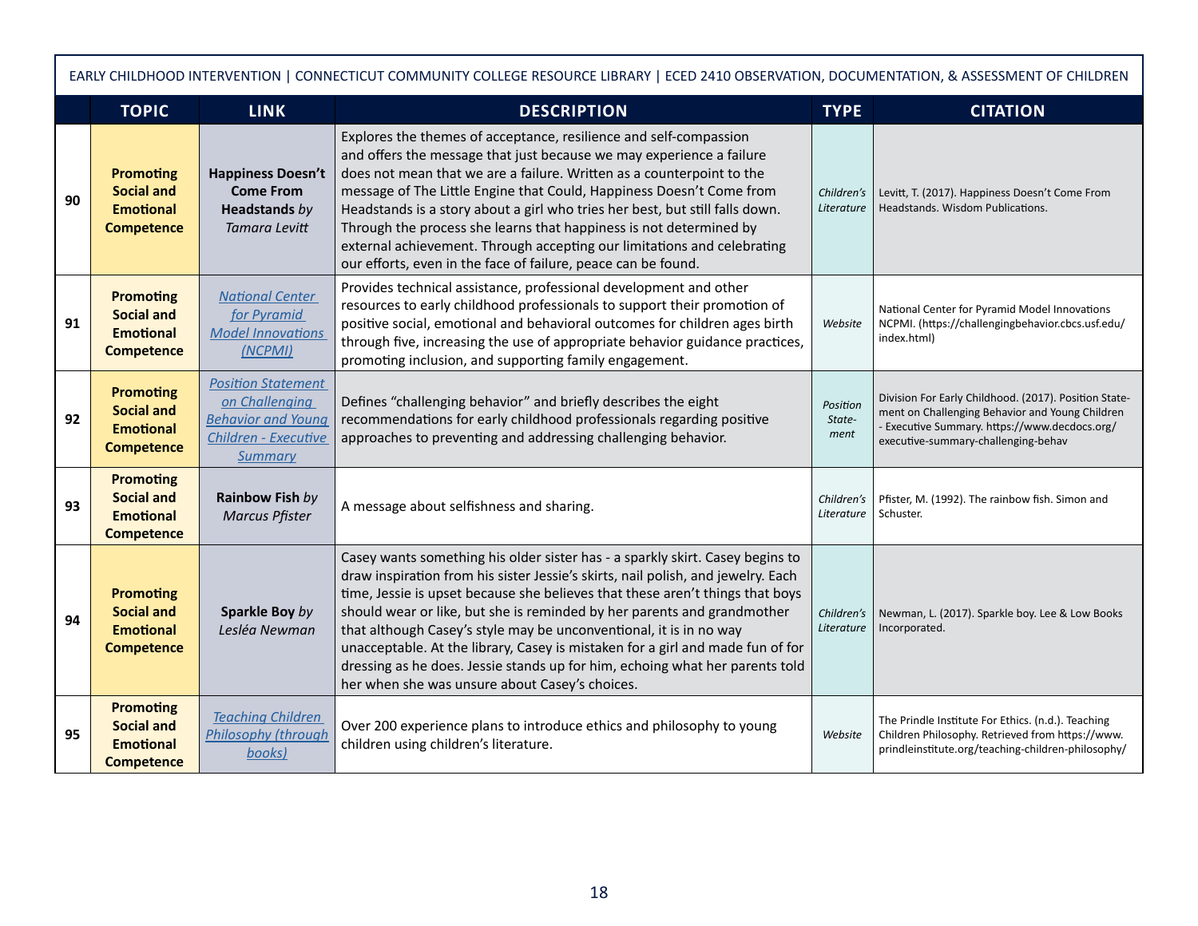| | TOPIC | LINK | DESCRIPTION | TYPE | CITATION |
|---|---|---|---|---|---|
| **90** | **Promoting Social and Emotional Competence** | **Happiness Doesn't Come From Headstands** *by Tamara Levitt* | Explores the themes of acceptance, resilience and self-compassion and offers the message that just because we may experience a failure does not mean that we are a failure. Written as a counterpoint to the message of The Little Engine that Could, Happiness Doesn't Come from Headstands is a story about a girl who tries her best, but still falls down. Through the process she learns that happiness is not determined by external achievement. Through accepting our limitations and celebrating our efforts, even in the face of failure, peace can be found. | *Children's Literature* | Levitt, T. (2017). Happiness Doesn't Come From Headstands. Wisdom Publications. |
| **91** | **Promoting Social and Emotional Competence** | *National Center for Pyramid Model Innovations (NCPMI)* | Provides technical assistance, professional development and other resources to early childhood professionals to support their promotion of positive social, emotional and behavioral outcomes for children ages birth through five, increasing the use of appropriate behavior guidance practices, promoting inclusion, and supporting family engagement. | *Website* | National Center for Pyramid Model Innovations NCPMI. (https://challengingbehavior.cbcs.usf.edu/index.html) |
| **92** | **Promoting Social and Emotional Competence** | *Position Statement on Challenging Behavior and Young Children - Executive Summary* | Defines "challenging behavior" and briefly describes the eight recommendations for early childhood professionals regarding positive approaches to preventing and addressing challenging behavior. | *Position Statement* | Division For Early Childhood. (2017). Position Statement on Challenging Behavior and Young Children - Executive Summary. https://www.decdocs.org/executive-summary-challenging-behav |
| **93** | **Promoting Social and Emotional Competence** | **Rainbow Fish** *by Marcus Pfister* | A message about selfishness and sharing. | *Children's Literature* | Pfister, M. (1992). The rainbow fish. Simon and Schuster. |
| **94** | **Promoting Social and Emotional Competence** | **Sparkle Boy** *by Lesléa Newman* | Casey wants something his older sister has - a sparkly skirt. Casey begins to draw inspiration from his sister Jessie's skirts, nail polish, and jewelry. Each time, Jessie is upset because she believes that these aren't things that boys should wear or like, but she is reminded by her parents and grandmother that although Casey's style may be unconventional, it is in no way unacceptable. At the library, Casey is mistaken for a girl and made fun of for dressing as he does. Jessie stands up for him, echoing what her parents told her when she was unsure about Casey's choices. | *Children's Literature* | Newman, L. (2017). Sparkle boy. Lee & Low Books Incorporated. |
| **95** | **Promoting Social and Emotional Competence** | *Teaching Children Philosophy (through books)* | Over 200 experience plans to introduce ethics and philosophy to young children using children's literature. | *Website* | The Prindle Institute For Ethics. (n.d.). Teaching Children Philosophy. Retrieved from https://www.prindleinstitute.org/teaching-children-philosophy/ |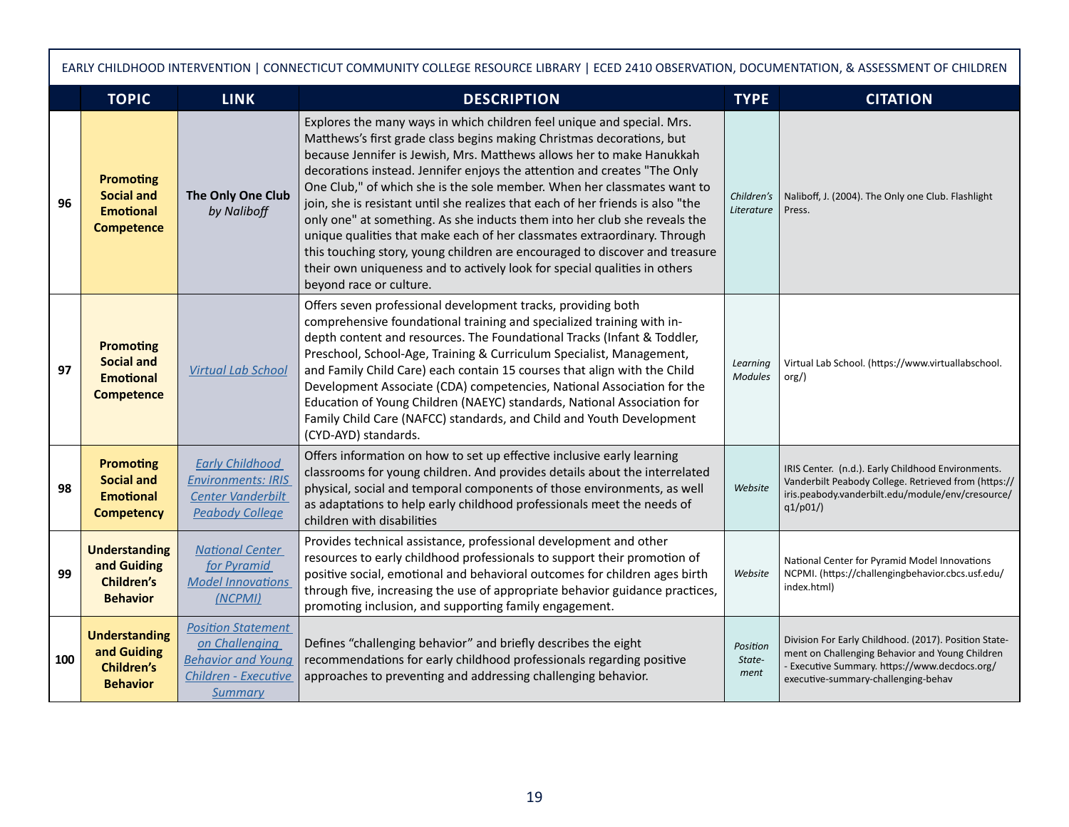EARLY CHILDHOOD INTERVENTION | CONNECTICUT COMMUNITY COLLEGE RESOURCE LIBRARY | ECED 2410 OBSERVATION, DOCUMENTATION, & ASSESSMENT OF CHILDREN

| | TOPIC | LINK | DESCRIPTION | TYPE | CITATION |
|---|---|---|---|---|---|
| 96 | **Promoting Social and Emotional Competence** | **The Only One Club** *by Naliboff* | Explores the many ways in which children feel unique and special. Mrs. Matthews's first grade class begins making Christmas decorations, but because Jennifer is Jewish, Mrs. Matthews allows her to make Hanukkah decorations instead. Jennifer enjoys the attention and creates "The Only One Club," of which she is the sole member. When her classmates want to join, she is resistant until she realizes that each of her friends is also "the only one" at something. As she inducts them into her club she reveals the unique qualities that make each of her classmates extraordinary. Through this touching story, young children are encouraged to discover and treasure their own uniqueness and to actively look for special qualities in others beyond race or culture. | *Children's Literature* | Naliboff, J. (2004). The Only one Club. Flashlight Press. |
| 97 | **Promoting Social and Emotional Competence** | *Virtual Lab School* | Offers seven professional development tracks, providing both comprehensive foundational training and specialized training with in-depth content and resources. The Foundational Tracks (Infant & Toddler, Preschool, School-Age, Training & Curriculum Specialist, Management, and Family Child Care) each contain 15 courses that align with the Child Development Associate (CDA) competencies, National Association for the Education of Young Children (NAEYC) standards, National Association for Family Child Care (NAFCC) standards, and Child and Youth Development (CYD-AYD) standards. | *Learning Modules* | Virtual Lab School. (https://www.virtuallabschool.org/) |
| 98 | **Promoting Social and Emotional Competency** | *Early Childhood Environments: IRIS Center Vanderbilt Peabody College* | Offers information on how to set up effective inclusive early learning classrooms for young children. And provides details about the interrelated physical, social and temporal components of those environments, as well as adaptations to help early childhood professionals meet the needs of children with disabilities | *Website* | IRIS Center. (n.d.). Early Childhood Environments. Vanderbilt Peabody College. Retrieved from (https://iris.peabody.vanderbilt.edu/module/env/cresource/q1/p01/) |
| 99 | **Understanding and Guiding Children's Behavior** | *National Center for Pyramid Model Innovations (NCPMI)* | Provides technical assistance, professional development and other resources to early childhood professionals to support their promotion of positive social, emotional and behavioral outcomes for children ages birth through five, increasing the use of appropriate behavior guidance practices, promoting inclusion, and supporting family engagement. | *Website* | National Center for Pyramid Model Innovations NCPMI. (https://challengingbehavior.cbcs.usf.edu/index.html) |
| 100 | **Understanding and Guiding Children's Behavior** | *Position Statement on Challenging Behavior and Young Children - Executive Summary* | Defines "challenging behavior" and briefly describes the eight recommendations for early childhood professionals regarding positive approaches to preventing and addressing challenging behavior. | *Position Statement* | Division For Early Childhood. (2017). Position Statement on Challenging Behavior and Young Children - Executive Summary. https://www.decdocs.org/executive-summary-challenging-behav |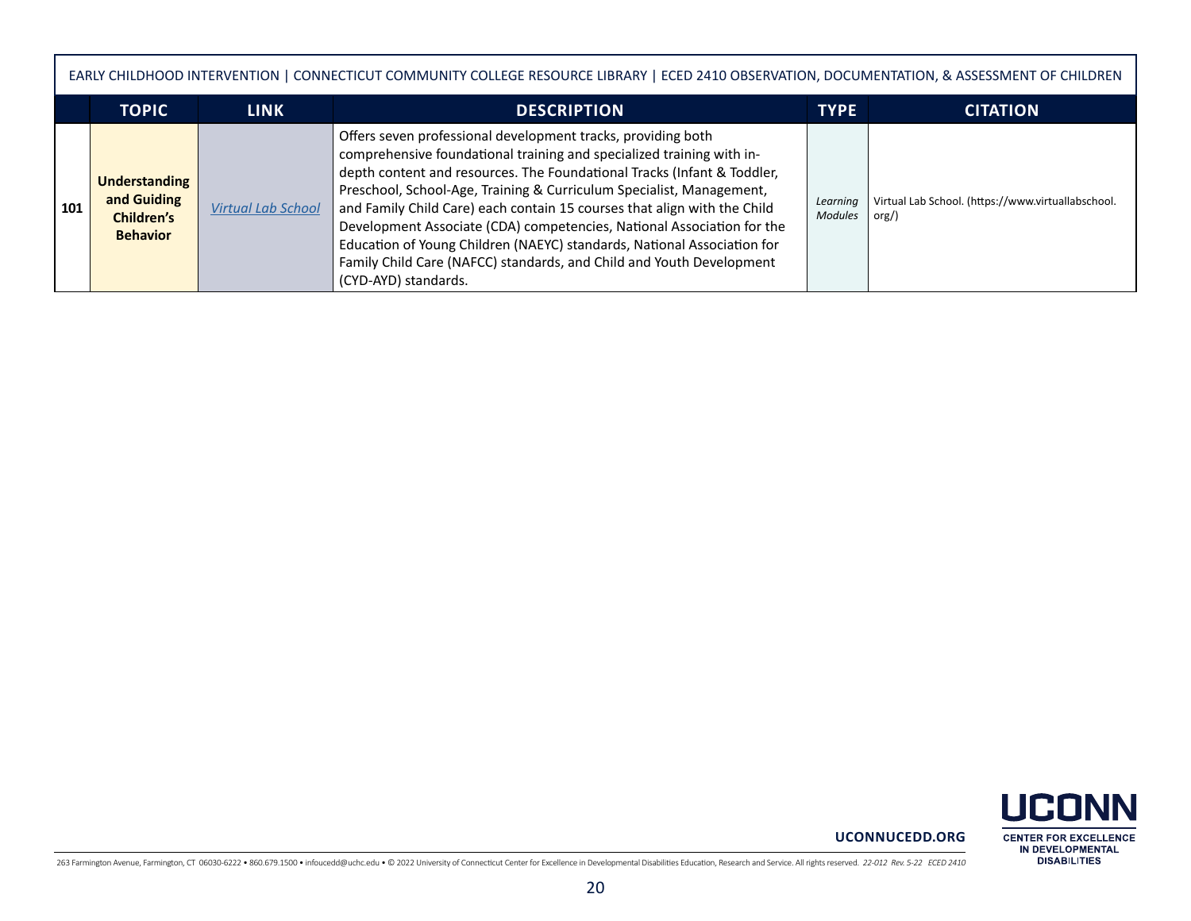EARLY CHILDHOOD INTERVENTION | CONNECTICUT COMMUNITY COLLEGE RESOURCE LIBRARY | ECED 2410 OBSERVATION, DOCUMENTATION, & ASSESSMENT OF CHILDREN

| | TOPIC | LINK | DESCRIPTION | TYPE | CITATION |
|---|---|---|---|---|---|
| 101 | **Understanding and Guiding Children's Behavior** | *Virtual Lab School* | Offers seven professional development tracks, providing both comprehensive foundational training and specialized training with in-depth content and resources. The Foundational Tracks (Infant & Toddler, Preschool, School-Age, Training & Curriculum Specialist, Management, and Family Child Care) each contain 15 courses that align with the Child Development Associate (CDA) competencies, National Association for the Education of Young Children (NAEYC) standards, National Association for Family Child Care (NAFCC) standards, and Child and Youth Development (CYD-AYD) standards. | *Learning Modules* | Virtual Lab School. (https://www.virtuallabschool.org/) |

UCONNUCEDD.ORG

UCONN CENTER FOR EXCELLENCE IN DEVELOPMENTAL DISABILITIES

263 Farmington Avenue, Farmington, CT 06030-6222 • 860.679.1500 • infoucedd@uchc.edu • © 2022 University of Connecticut Center for Excellence in Developmental Disabilities Education, Research and Service. All rights reserved. *22-012 Rev. 5-22 ECED 2410*